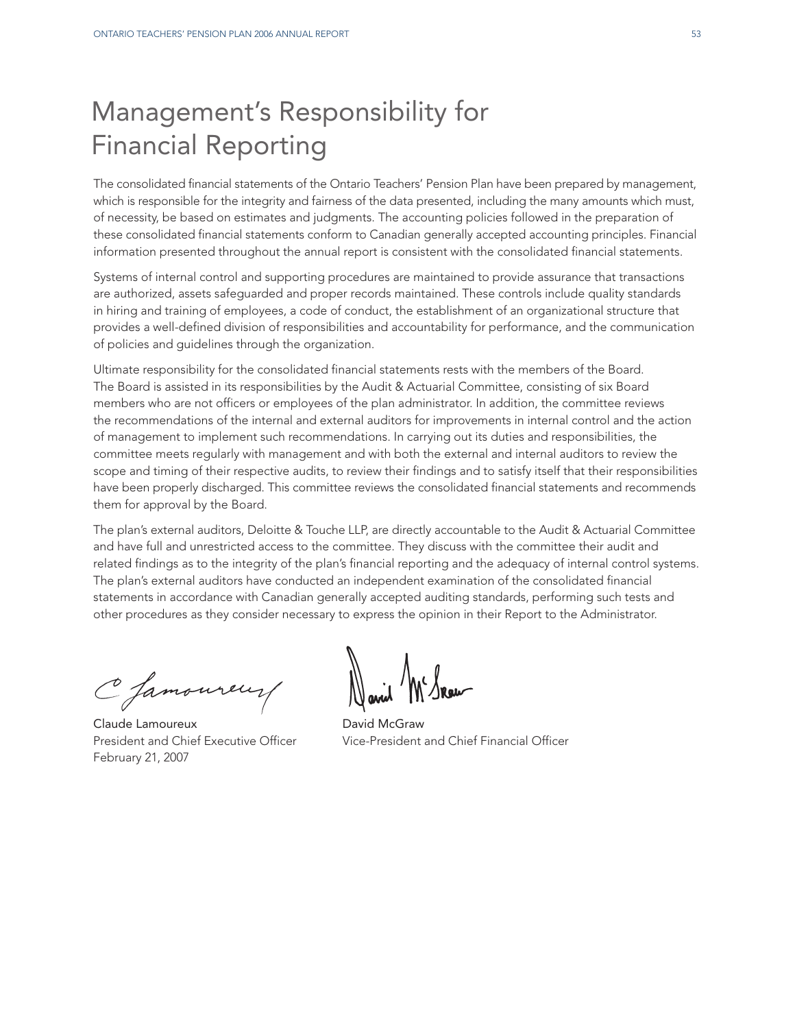# Management's Responsibility for Financial Reporting

The consolidated financial statements of the Ontario Teachers' Pension Plan have been prepared by management, which is responsible for the integrity and fairness of the data presented, including the many amounts which must, of necessity, be based on estimates and judgments. The accounting policies followed in the preparation of these consolidated financial statements conform to Canadian generally accepted accounting principles. Financial information presented throughout the annual report is consistent with the consolidated financial statements.

Systems of internal control and supporting procedures are maintained to provide assurance that transactions are authorized, assets safeguarded and proper records maintained. These controls include quality standards in hiring and training of employees, a code of conduct, the establishment of an organizational structure that provides a well-defined division of responsibilities and accountability for performance, and the communication of policies and guidelines through the organization.

Ultimate responsibility for the consolidated financial statements rests with the members of the Board. The Board is assisted in its responsibilities by the Audit & Actuarial Committee, consisting of six Board members who are not officers or employees of the plan administrator. In addition, the committee reviews the recommendations of the internal and external auditors for improvements in internal control and the action of management to implement such recommendations. In carrying out its duties and responsibilities, the committee meets regularly with management and with both the external and internal auditors to review the scope and timing of their respective audits, to review their findings and to satisfy itself that their responsibilities have been properly discharged. This committee reviews the consolidated financial statements and recommends them for approval by the Board.

The plan's external auditors, Deloitte & Touche LLP, are directly accountable to the Audit & Actuarial Committee and have full and unrestricted access to the committee. They discuss with the committee their audit and related findings as to the integrity of the plan's financial reporting and the adequacy of internal control systems. The plan's external auditors have conducted an independent examination of the consolidated financial statements in accordance with Canadian generally accepted auditing standards, performing such tests and other procedures as they consider necessary to express the opinion in their Report to the Administrator.

Claude Lamoureux
President and Chief Executive Officer
February 21, 2007

David McGraw
Vice-President and Chief Financial Officer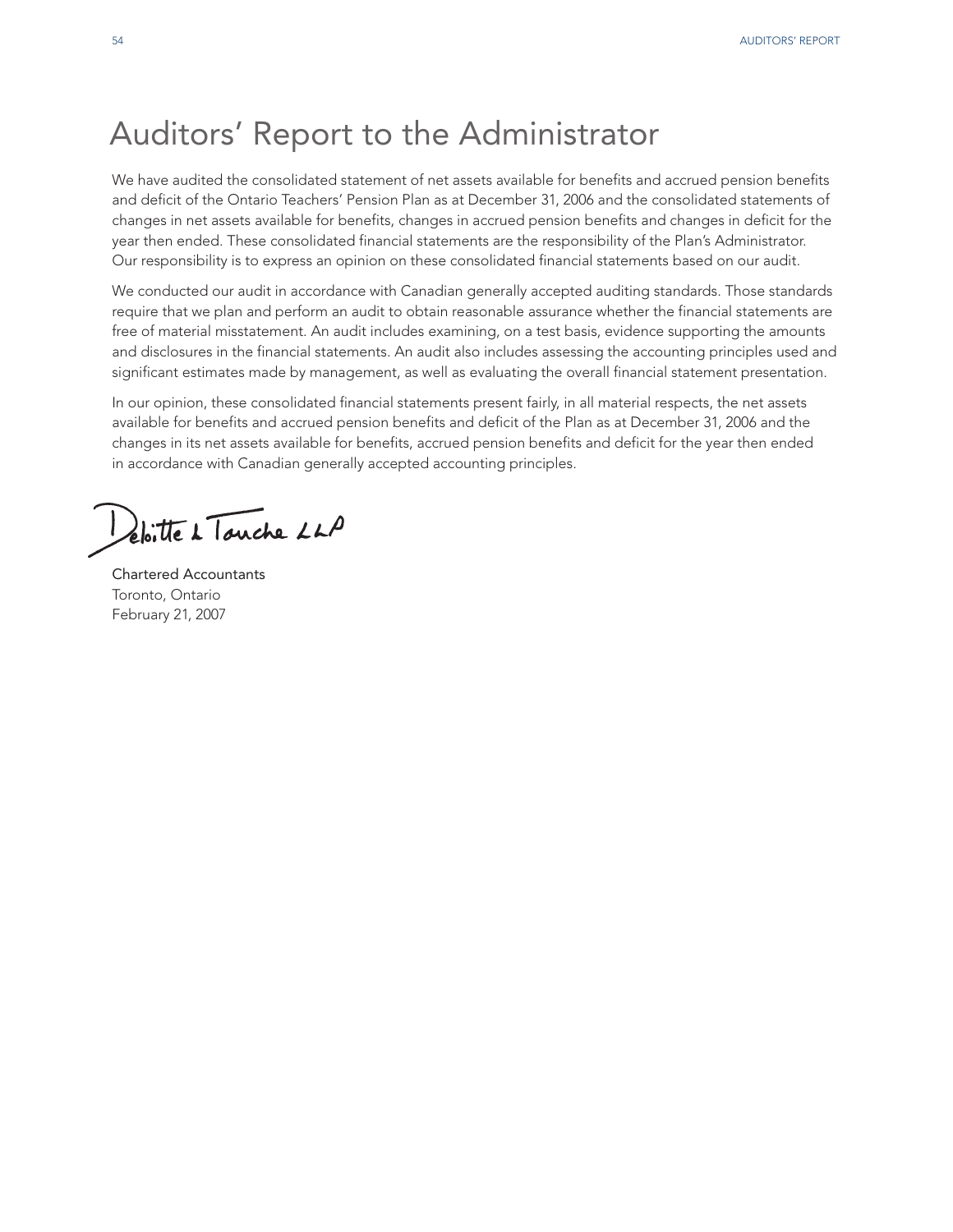# Auditors' Report to the Administrator

We have audited the consolidated statement of net assets available for benefits and accrued pension benefits and deficit of the Ontario Teachers' Pension Plan as at December 31, 2006 and the consolidated statements of changes in net assets available for benefits, changes in accrued pension benefits and changes in deficit for the year then ended. These consolidated financial statements are the responsibility of the Plan's Administrator. Our responsibility is to express an opinion on these consolidated financial statements based on our audit.

We conducted our audit in accordance with Canadian generally accepted auditing standards. Those standards require that we plan and perform an audit to obtain reasonable assurance whether the financial statements are free of material misstatement. An audit includes examining, on a test basis, evidence supporting the amounts and disclosures in the financial statements. An audit also includes assessing the accounting principles used and significant estimates made by management, as well as evaluating the overall financial statement presentation.

In our opinion, these consolidated financial statements present fairly, in all material respects, the net assets available for benefits and accrued pension benefits and deficit of the Plan as at December 31, 2006 and the changes in its net assets available for benefits, accrued pension benefits and deficit for the year then ended in accordance with Canadian generally accepted accounting principles.

Deloitte & Touche LLP

Chartered Accountants
Toronto, Ontario
February 21, 2007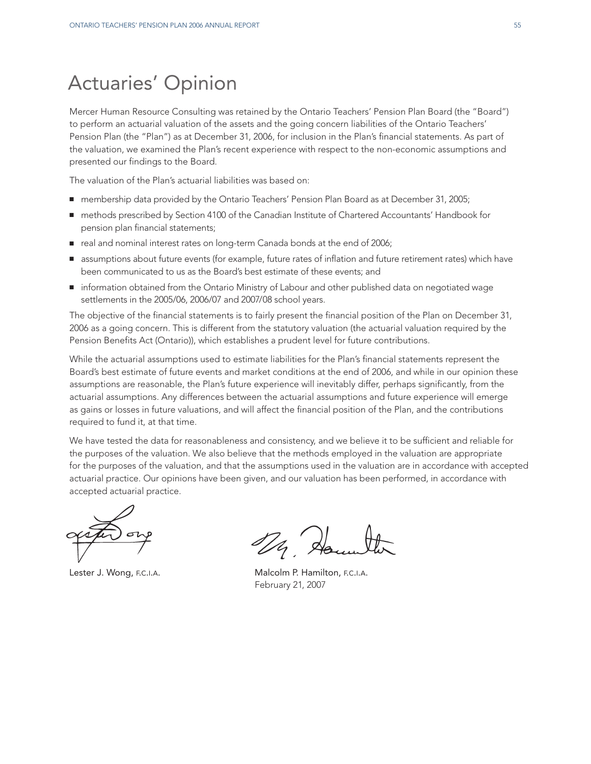# Actuaries' Opinion

Mercer Human Resource Consulting was retained by the Ontario Teachers' Pension Plan Board (the "Board") to perform an actuarial valuation of the assets and the going concern liabilities of the Ontario Teachers' Pension Plan (the "Plan") as at December 31, 2006, for inclusion in the Plan's financial statements. As part of the valuation, we examined the Plan's recent experience with respect to the non-economic assumptions and presented our findings to the Board.

The valuation of the Plan's actuarial liabilities was based on:

- membership data provided by the Ontario Teachers' Pension Plan Board as at December 31, 2005;
- methods prescribed by Section 4100 of the Canadian Institute of Chartered Accountants' Handbook for pension plan financial statements;
- real and nominal interest rates on long-term Canada bonds at the end of 2006;
- assumptions about future events (for example, future rates of inflation and future retirement rates) which have been communicated to us as the Board's best estimate of these events; and
- information obtained from the Ontario Ministry of Labour and other published data on negotiated wage settlements in the 2005/06, 2006/07 and 2007/08 school years.

The objective of the financial statements is to fairly present the financial position of the Plan on December 31, 2006 as a going concern. This is different from the statutory valuation (the actuarial valuation required by the Pension Benefits Act (Ontario)), which establishes a prudent level for future contributions.

While the actuarial assumptions used to estimate liabilities for the Plan's financial statements represent the Board's best estimate of future events and market conditions at the end of 2006, and while in our opinion these assumptions are reasonable, the Plan's future experience will inevitably differ, perhaps significantly, from the actuarial assumptions. Any differences between the actuarial assumptions and future experience will emerge as gains or losses in future valuations, and will affect the financial position of the Plan, and the contributions required to fund it, at that time.

We have tested the data for reasonableness and consistency, and we believe it to be sufficient and reliable for the purposes of the valuation. We also believe that the methods employed in the valuation are appropriate for the purposes of the valuation, and that the assumptions used in the valuation are in accordance with accepted actuarial practice. Our opinions have been given, and our valuation has been performed, in accordance with accepted actuarial practice.

Lester J. Wong, F.C.I.A.

Malcolm P. Hamilton, F.C.I.A.
February 21, 2007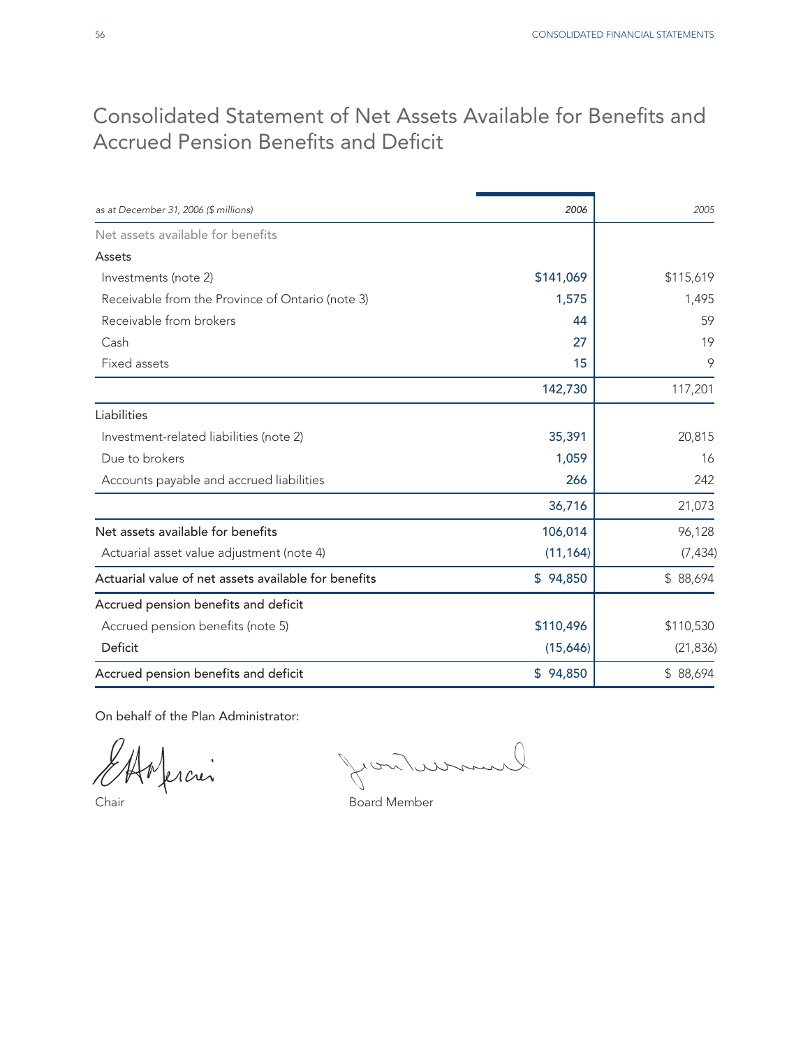# Consolidated Statement of Net Assets Available for Benefits and Accrued Pension Benefits and Deficit

| *as at December 31, 2006 ($ millions)* | *2006* | *2005* |
|---|---|---|
| Net assets available for benefits | | |
| Assets | | |
| Investments (note 2) | $141,069 | $115,619 |
| Receivable from the Province of Ontario (note 3) | 1,575 | 1,495 |
| Receivable from brokers | 44 | 59 |
| Cash | 27 | 19 |
| Fixed assets | 15 | 9 |
| | 142,730 | 117,201 |
| Liabilities | | |
| Investment-related liabilities (note 2) | 35,391 | 20,815 |
| Due to brokers | 1,059 | 16 |
| Accounts payable and accrued liabilities | 266 | 242 |
| | 36,716 | 21,073 |
| Net assets available for benefits | 106,014 | 96,128 |
| Actuarial asset value adjustment (note 4) | (11,164) | (7,434) |
| Actuarial value of net assets available for benefits | $ 94,850 | $ 88,694 |
| Accrued pension benefits and deficit | | |
| Accrued pension benefits (note 5) | $110,496 | $110,530 |
| Deficit | (15,646) | (21,836) |
| Accrued pension benefits and deficit | $ 94,850 | $ 88,694 |

On behalf of the Plan Administrator:

Chair

Board Member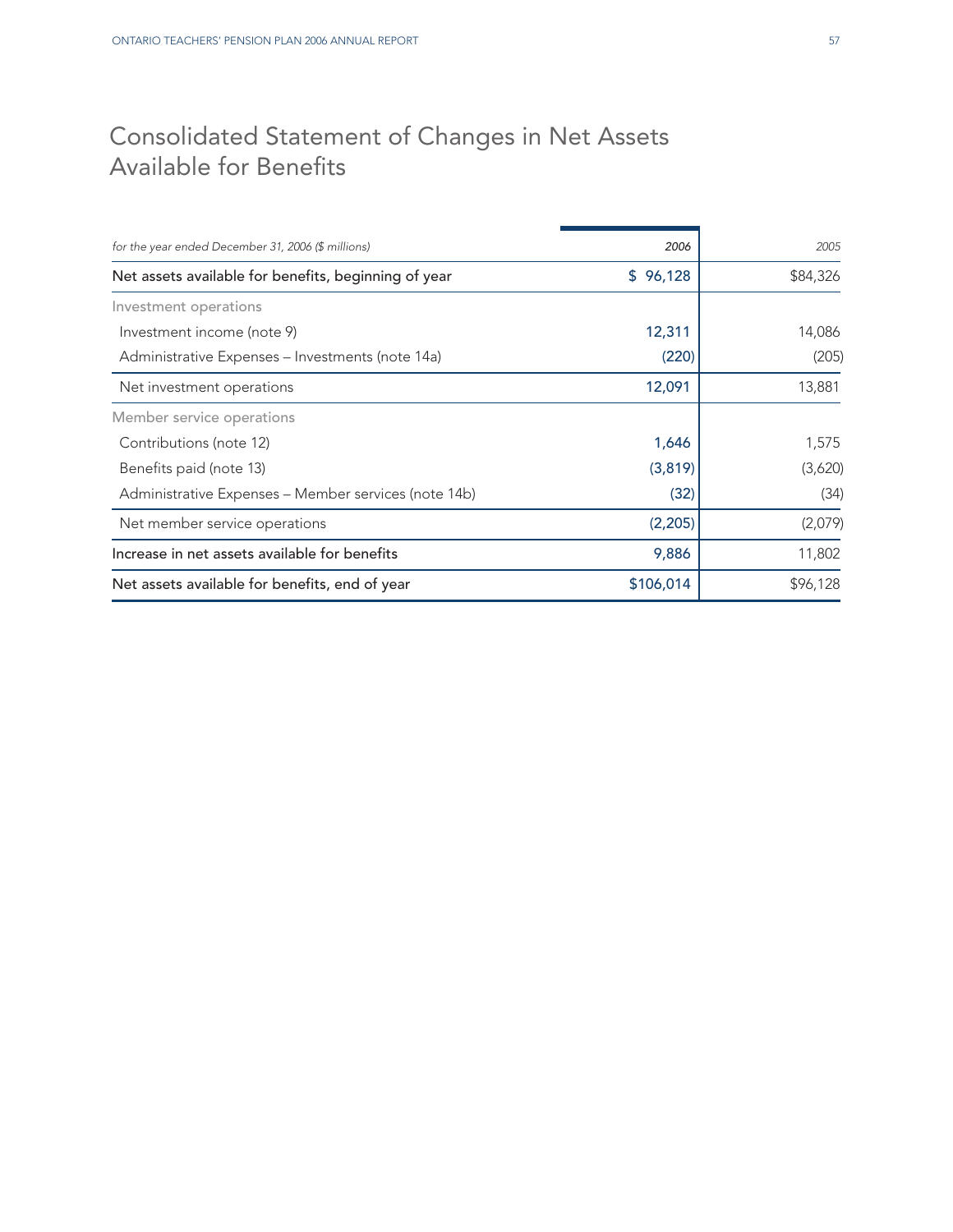# Consolidated Statement of Changes in Net Assets Available for Benefits

| *for the year ended December 31, 2006 ($ millions)* | *2006* | *2005* |
|---|---|---|
| Net assets available for benefits, beginning of year | $ 96,128 | $84,326 |
| Investment operations | | |
| Investment income (note 9) | 12,311 | 14,086 |
| Administrative Expenses – Investments (note 14a) | (220) | (205) |
| Net investment operations | 12,091 | 13,881 |
| Member service operations | | |
| Contributions (note 12) | 1,646 | 1,575 |
| Benefits paid (note 13) | (3,819) | (3,620) |
| Administrative Expenses – Member services (note 14b) | (32) | (34) |
| Net member service operations | (2,205) | (2,079) |
| Increase in net assets available for benefits | 9,886 | 11,802 |
| Net assets available for benefits, end of year | $106,014 | $96,128 |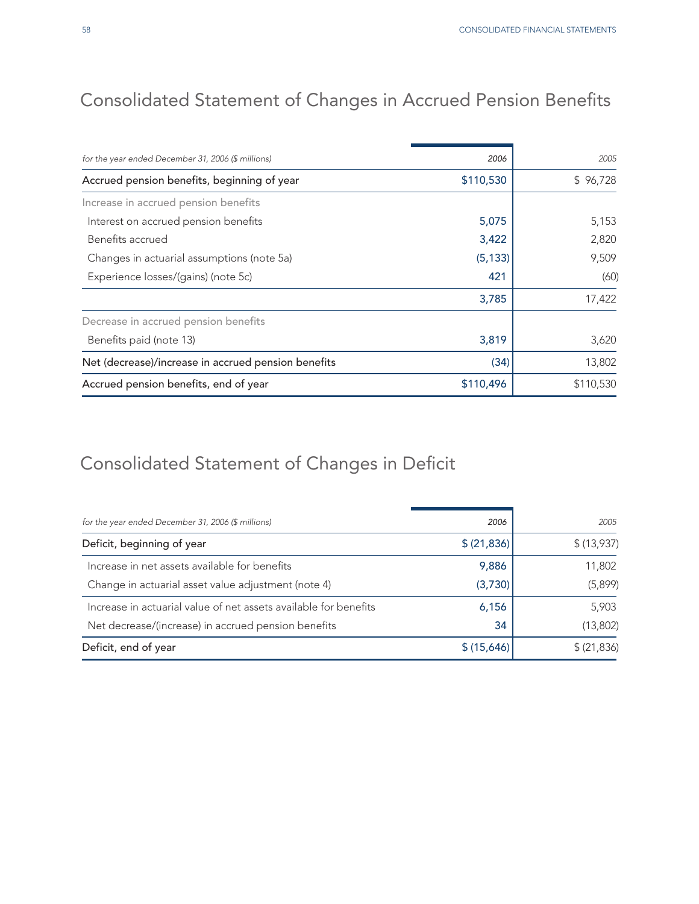# Consolidated Statement of Changes in Accrued Pension Benefits

| *for the year ended December 31, 2006 ($ millions)* | *2006* | *2005* |
|---|---|---|
| Accrued pension benefits, beginning of year | $110,530 | $ 96,728 |
| Increase in accrued pension benefits | | |
| Interest on accrued pension benefits | 5,075 | 5,153 |
| Benefits accrued | 3,422 | 2,820 |
| Changes in actuarial assumptions (note 5a) | (5,133) | 9,509 |
| Experience losses/(gains) (note 5c) | 421 | (60) |
| | 3,785 | 17,422 |
| Decrease in accrued pension benefits | | |
| Benefits paid (note 13) | 3,819 | 3,620 |
| Net (decrease)/increase in accrued pension benefits | (34) | 13,802 |
| Accrued pension benefits, end of year | $110,496 | $110,530 |

# Consolidated Statement of Changes in Deficit

| *for the year ended December 31, 2006 ($ millions)* | *2006* | *2005* |
|---|---|---|
| Deficit, beginning of year | $ (21,836) | $ (13,937) |
| Increase in net assets available for benefits | 9,886 | 11,802 |
| Change in actuarial asset value adjustment (note 4) | (3,730) | (5,899) |
| Increase in actuarial value of net assets available for benefits | 6,156 | 5,903 |
| Net decrease/(increase) in accrued pension benefits | 34 | (13,802) |
| Deficit, end of year | $ (15,646) | $ (21,836) |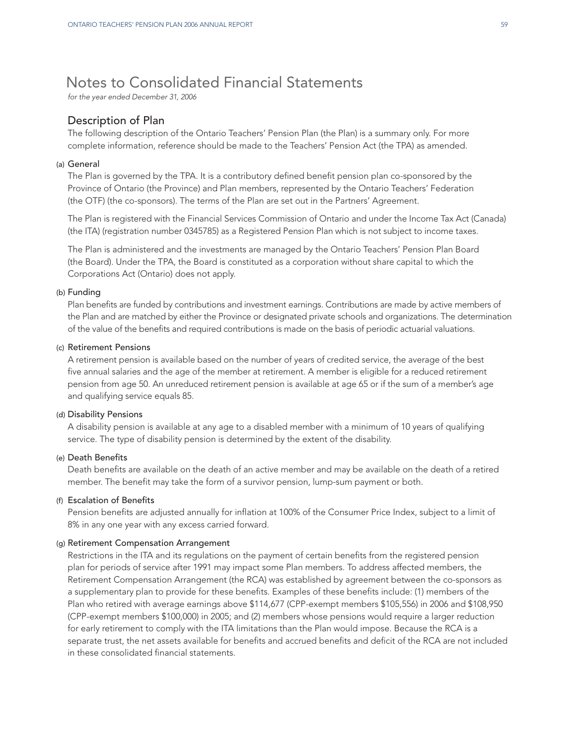# Notes to Consolidated Financial Statements

*for the year ended December 31, 2006*

## Description of Plan

The following description of the Ontario Teachers' Pension Plan (the Plan) is a summary only. For more complete information, reference should be made to the Teachers' Pension Act (the TPA) as amended.

### (a) General

The Plan is governed by the TPA. It is a contributory defined benefit pension plan co-sponsored by the Province of Ontario (the Province) and Plan members, represented by the Ontario Teachers' Federation (the OTF) (the co-sponsors). The terms of the Plan are set out in the Partners' Agreement.

The Plan is registered with the Financial Services Commission of Ontario and under the Income Tax Act (Canada) (the ITA) (registration number 0345785) as a Registered Pension Plan which is not subject to income taxes.

The Plan is administered and the investments are managed by the Ontario Teachers' Pension Plan Board (the Board). Under the TPA, the Board is constituted as a corporation without share capital to which the Corporations Act (Ontario) does not apply.

### (b) Funding

Plan benefits are funded by contributions and investment earnings. Contributions are made by active members of the Plan and are matched by either the Province or designated private schools and organizations. The determination of the value of the benefits and required contributions is made on the basis of periodic actuarial valuations.

### (c) Retirement Pensions

A retirement pension is available based on the number of years of credited service, the average of the best five annual salaries and the age of the member at retirement. A member is eligible for a reduced retirement pension from age 50. An unreduced retirement pension is available at age 65 or if the sum of a member's age and qualifying service equals 85.

### (d) Disability Pensions

A disability pension is available at any age to a disabled member with a minimum of 10 years of qualifying service. The type of disability pension is determined by the extent of the disability.

### (e) Death Benefits

Death benefits are available on the death of an active member and may be available on the death of a retired member. The benefit may take the form of a survivor pension, lump-sum payment or both.

### (f) Escalation of Benefits

Pension benefits are adjusted annually for inflation at 100% of the Consumer Price Index, subject to a limit of 8% in any one year with any excess carried forward.

### (g) Retirement Compensation Arrangement

Restrictions in the ITA and its regulations on the payment of certain benefits from the registered pension plan for periods of service after 1991 may impact some Plan members. To address affected members, the Retirement Compensation Arrangement (the RCA) was established by agreement between the co-sponsors as a supplementary plan to provide for these benefits. Examples of these benefits include: (1) members of the Plan who retired with average earnings above $114,677 (CPP-exempt members $105,556) in 2006 and $108,950 (CPP-exempt members $100,000) in 2005; and (2) members whose pensions would require a larger reduction for early retirement to comply with the ITA limitations than the Plan would impose. Because the RCA is a separate trust, the net assets available for benefits and accrued benefits and deficit of the RCA are not included in these consolidated financial statements.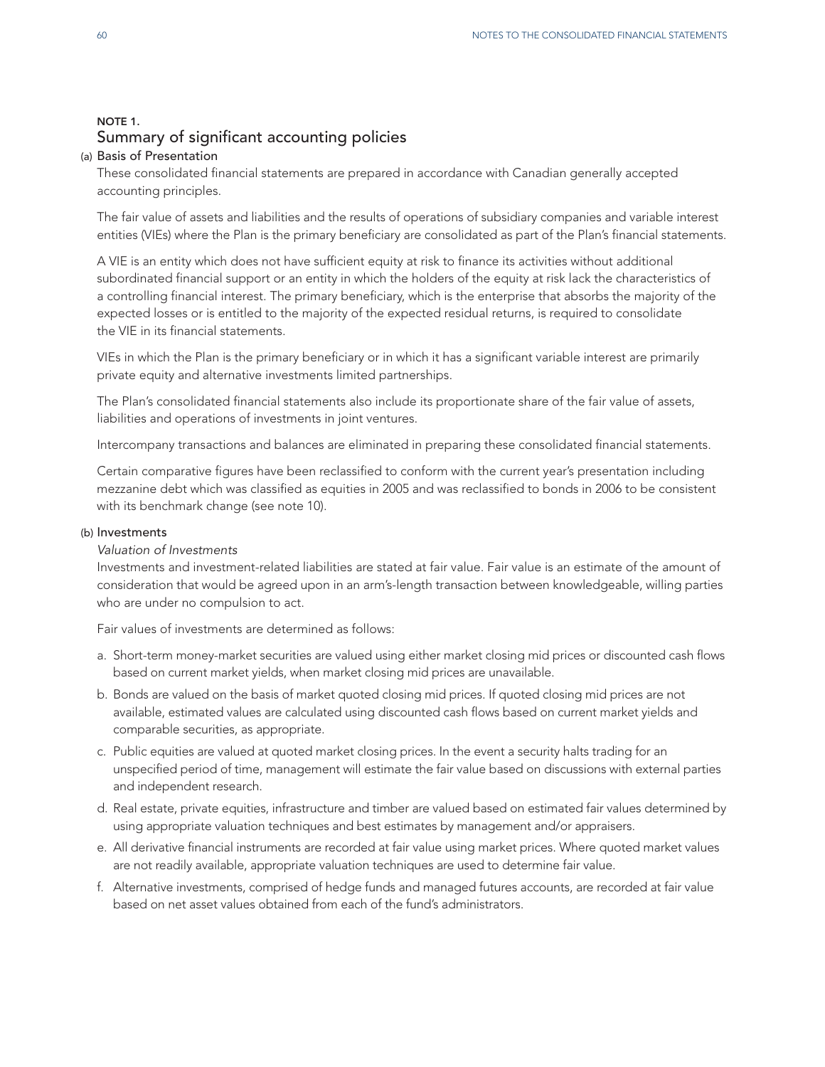## NOTE 1.
## Summary of significant accounting policies

### (a) Basis of Presentation

These consolidated financial statements are prepared in accordance with Canadian generally accepted accounting principles.

The fair value of assets and liabilities and the results of operations of subsidiary companies and variable interest entities (VIEs) where the Plan is the primary beneficiary are consolidated as part of the Plan's financial statements.

A VIE is an entity which does not have sufficient equity at risk to finance its activities without additional subordinated financial support or an entity in which the holders of the equity at risk lack the characteristics of a controlling financial interest. The primary beneficiary, which is the enterprise that absorbs the majority of the expected losses or is entitled to the majority of the expected residual returns, is required to consolidate the VIE in its financial statements.

VIEs in which the Plan is the primary beneficiary or in which it has a significant variable interest are primarily private equity and alternative investments limited partnerships.

The Plan's consolidated financial statements also include its proportionate share of the fair value of assets, liabilities and operations of investments in joint ventures.

Intercompany transactions and balances are eliminated in preparing these consolidated financial statements.

Certain comparative figures have been reclassified to conform with the current year's presentation including mezzanine debt which was classified as equities in 2005 and was reclassified to bonds in 2006 to be consistent with its benchmark change (see note 10).

### (b) Investments

*Valuation of Investments*

Investments and investment-related liabilities are stated at fair value. Fair value is an estimate of the amount of consideration that would be agreed upon in an arm's-length transaction between knowledgeable, willing parties who are under no compulsion to act.

Fair values of investments are determined as follows:

a. Short-term money-market securities are valued using either market closing mid prices or discounted cash flows based on current market yields, when market closing mid prices are unavailable.
b. Bonds are valued on the basis of market quoted closing mid prices. If quoted closing mid prices are not available, estimated values are calculated using discounted cash flows based on current market yields and comparable securities, as appropriate.
c. Public equities are valued at quoted market closing prices. In the event a security halts trading for an unspecified period of time, management will estimate the fair value based on discussions with external parties and independent research.
d. Real estate, private equities, infrastructure and timber are valued based on estimated fair values determined by using appropriate valuation techniques and best estimates by management and/or appraisers.
e. All derivative financial instruments are recorded at fair value using market prices. Where quoted market values are not readily available, appropriate valuation techniques are used to determine fair value.
f. Alternative investments, comprised of hedge funds and managed futures accounts, are recorded at fair value based on net asset values obtained from each of the fund's administrators.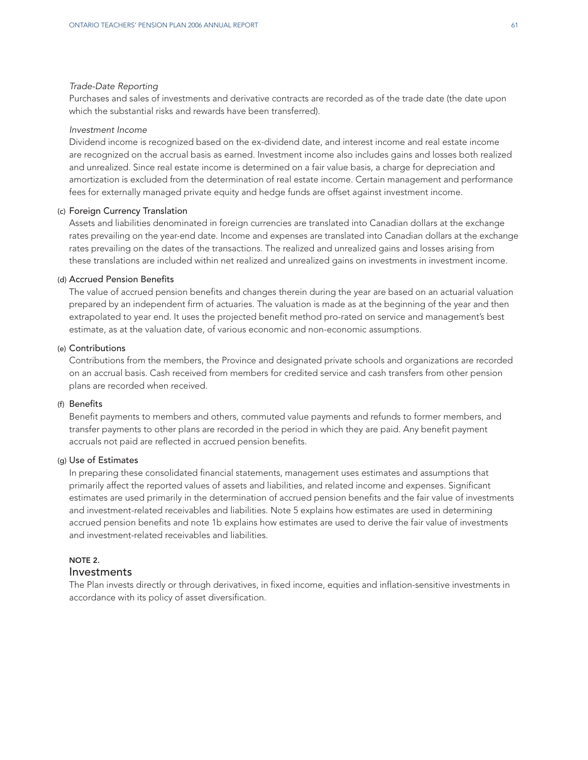*Trade-Date Reporting*

Purchases and sales of investments and derivative contracts are recorded as of the trade date (the date upon which the substantial risks and rewards have been transferred).

*Investment Income*

Dividend income is recognized based on the ex-dividend date, and interest income and real estate income are recognized on the accrual basis as earned. Investment income also includes gains and losses both realized and unrealized. Since real estate income is determined on a fair value basis, a charge for depreciation and amortization is excluded from the determination of real estate income. Certain management and performance fees for externally managed private equity and hedge funds are offset against investment income.

(c) Foreign Currency Translation

Assets and liabilities denominated in foreign currencies are translated into Canadian dollars at the exchange rates prevailing on the year-end date. Income and expenses are translated into Canadian dollars at the exchange rates prevailing on the dates of the transactions. The realized and unrealized gains and losses arising from these translations are included within net realized and unrealized gains on investments in investment income.

(d) Accrued Pension Benefits

The value of accrued pension benefits and changes therein during the year are based on an actuarial valuation prepared by an independent firm of actuaries. The valuation is made as at the beginning of the year and then extrapolated to year end. It uses the projected benefit method pro-rated on service and management's best estimate, as at the valuation date, of various economic and non-economic assumptions.

(e) Contributions

Contributions from the members, the Province and designated private schools and organizations are recorded on an accrual basis. Cash received from members for credited service and cash transfers from other pension plans are recorded when received.

(f) Benefits

Benefit payments to members and others, commuted value payments and refunds to former members, and transfer payments to other plans are recorded in the period in which they are paid. Any benefit payment accruals not paid are reflected in accrued pension benefits.

(g) Use of Estimates

In preparing these consolidated financial statements, management uses estimates and assumptions that primarily affect the reported values of assets and liabilities, and related income and expenses. Significant estimates are used primarily in the determination of accrued pension benefits and the fair value of investments and investment-related receivables and liabilities. Note 5 explains how estimates are used in determining accrued pension benefits and note 1b explains how estimates are used to derive the fair value of investments and investment-related receivables and liabilities.

**NOTE 2.**

## Investments

The Plan invests directly or through derivatives, in fixed income, equities and inflation-sensitive investments in accordance with its policy of asset diversification.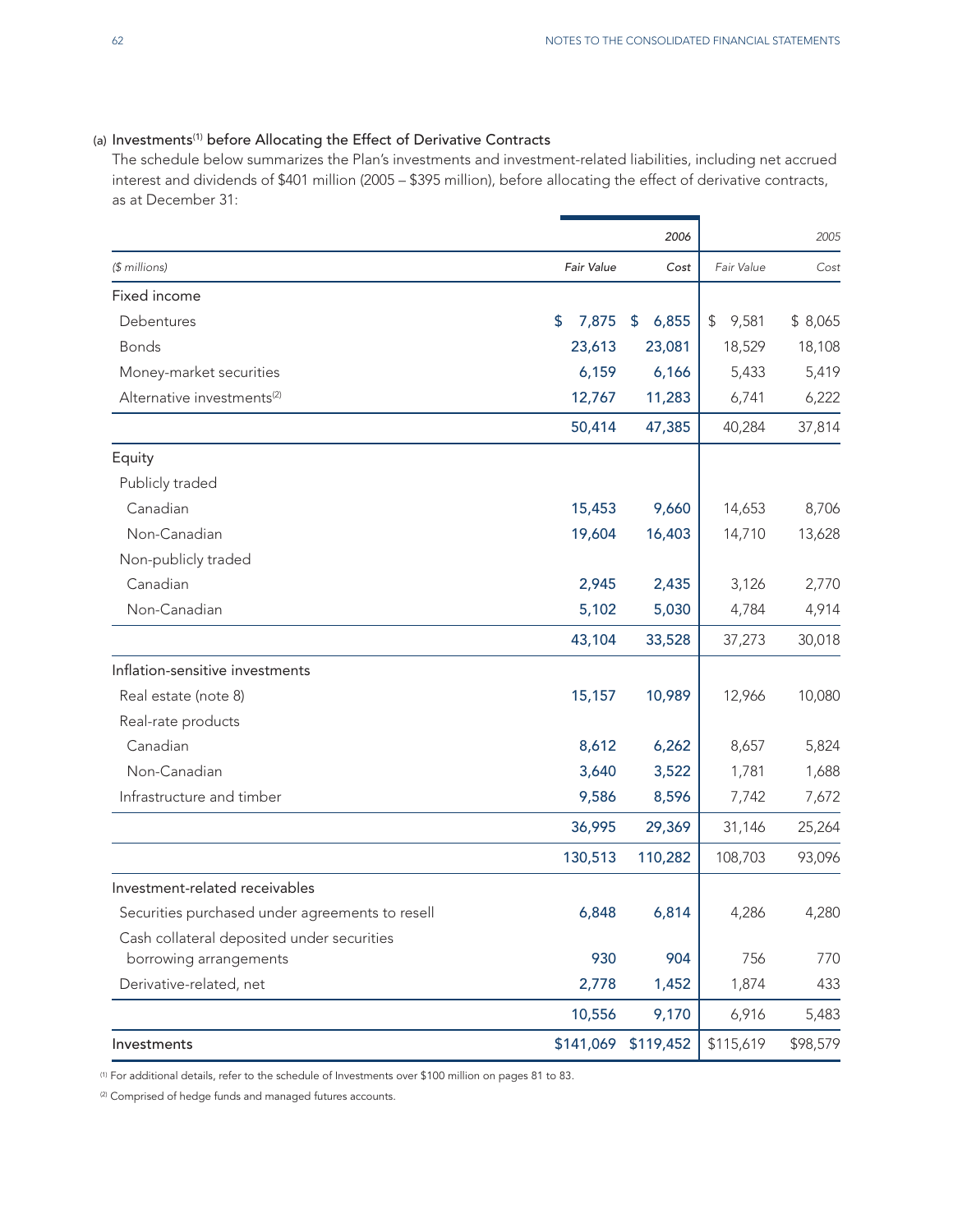(a) Investments[1] before Allocating the Effect of Derivative Contracts

The schedule below summarizes the Plan's investments and investment-related liabilities, including net accrued interest and dividends of $401 million (2005 – $395 million), before allocating the effect of derivative contracts, as at December 31:

| | 2006 | | 2005 | |
|---|---|---|---|---|
| *($ millions)* | *Fair Value* | *Cost* | *Fair Value* | *Cost* |
| **Fixed income** | | | | |
| Debentures | $ 7,875 | $ 6,855 | $ 9,581 | $ 8,065 |
| Bonds | 23,613 | 23,081 | 18,529 | 18,108 |
| Money-market securities | 6,159 | 6,166 | 5,433 | 5,419 |
| Alternative investments[2] | 12,767 | 11,283 | 6,741 | 6,222 |
| | 50,414 | 47,385 | 40,284 | 37,814 |
| **Equity** | | | | |
| Publicly traded | | | | |
| Canadian | 15,453 | 9,660 | 14,653 | 8,706 |
| Non-Canadian | 19,604 | 16,403 | 14,710 | 13,628 |
| Non-publicly traded | | | | |
| Canadian | 2,945 | 2,435 | 3,126 | 2,770 |
| Non-Canadian | 5,102 | 5,030 | 4,784 | 4,914 |
| | 43,104 | 33,528 | 37,273 | 30,018 |
| **Inflation-sensitive investments** | | | | |
| Real estate (note 8) | 15,157 | 10,989 | 12,966 | 10,080 |
| Real-rate products | | | | |
| Canadian | 8,612 | 6,262 | 8,657 | 5,824 |
| Non-Canadian | 3,640 | 3,522 | 1,781 | 1,688 |
| Infrastructure and timber | 9,586 | 8,596 | 7,742 | 7,672 |
| | 36,995 | 29,369 | 31,146 | 25,264 |
| | 130,513 | 110,282 | 108,703 | 93,096 |
| **Investment-related receivables** | | | | |
| Securities purchased under agreements to resell | 6,848 | 6,814 | 4,286 | 4,280 |
| Cash collateral deposited under securities borrowing arrangements | 930 | 904 | 756 | 770 |
| Derivative-related, net | 2,778 | 1,452 | 1,874 | 433 |
| | 10,556 | 9,170 | 6,916 | 5,483 |
| **Investments** | $141,069 | $119,452 | $115,619 | $98,579 |

[1] For additional details, refer to the schedule of Investments over $100 million on pages 81 to 83.

[2] Comprised of hedge funds and managed futures accounts.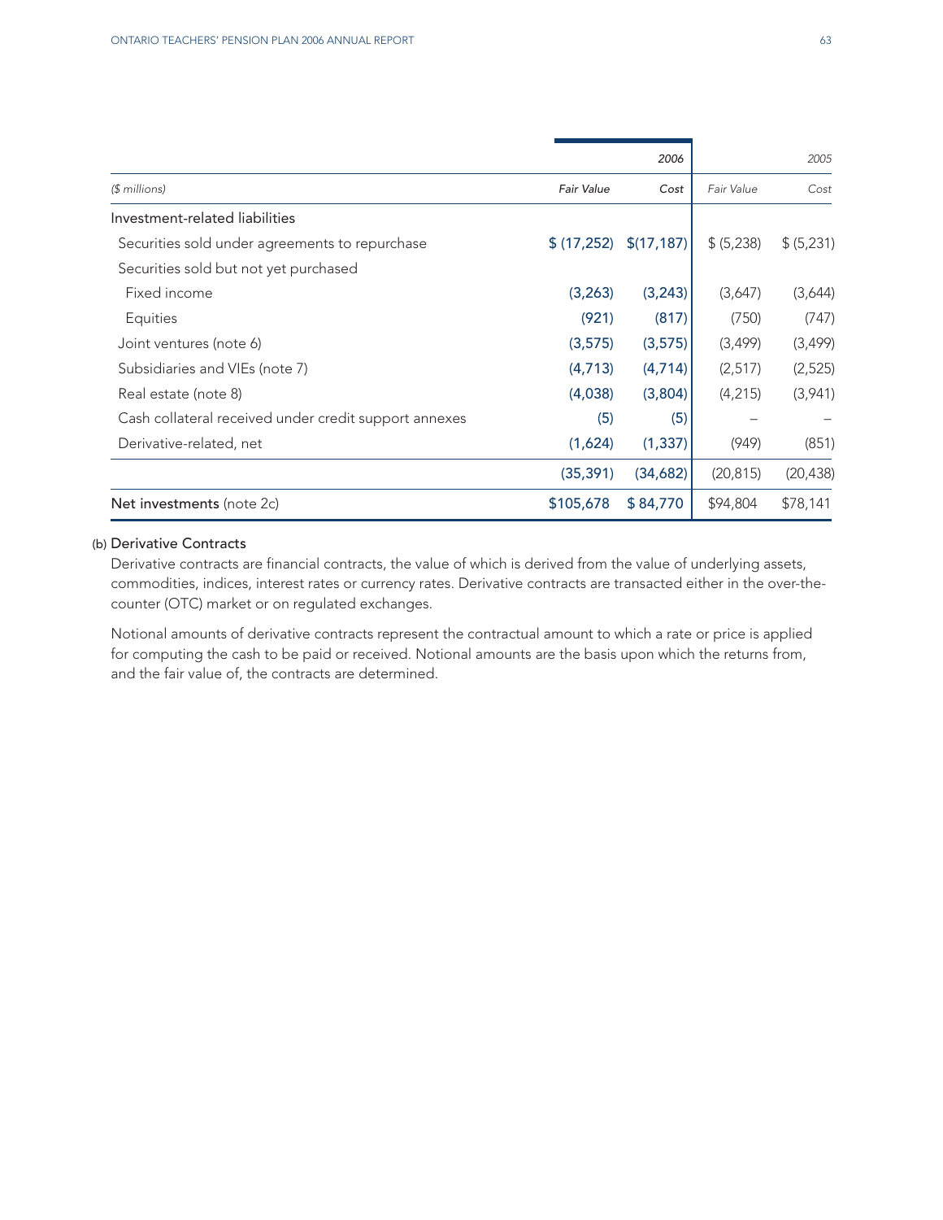| ($ millions) | 2006 Fair Value | 2006 Cost | 2005 Fair Value | 2005 Cost |
|---|---|---|---|---|
| Investment-related liabilities | | | | |
| Securities sold under agreements to repurchase | $ (17,252) | $(17,187) | $ (5,238) | $ (5,231) |
| Securities sold but not yet purchased | | | | |
| Fixed income | (3,263) | (3,243) | (3,647) | (3,644) |
| Equities | (921) | (817) | (750) | (747) |
| Joint ventures (note 6) | (3,575) | (3,575) | (3,499) | (3,499) |
| Subsidiaries and VIEs (note 7) | (4,713) | (4,714) | (2,517) | (2,525) |
| Real estate (note 8) | (4,038) | (3,804) | (4,215) | (3,941) |
| Cash collateral received under credit support annexes | (5) | (5) | – | – |
| Derivative-related, net | (1,624) | (1,337) | (949) | (851) |
| | (35,391) | (34,682) | (20,815) | (20,438) |
| **Net investments** (note 2c) | $105,678 | $ 84,770 | $94,804 | $78,141 |

(b) **Derivative Contracts**

Derivative contracts are financial contracts, the value of which is derived from the value of underlying assets, commodities, indices, interest rates or currency rates. Derivative contracts are transacted either in the over-the-counter (OTC) market or on regulated exchanges.

Notional amounts of derivative contracts represent the contractual amount to which a rate or price is applied for computing the cash to be paid or received. Notional amounts are the basis upon which the returns from, and the fair value of, the contracts are determined.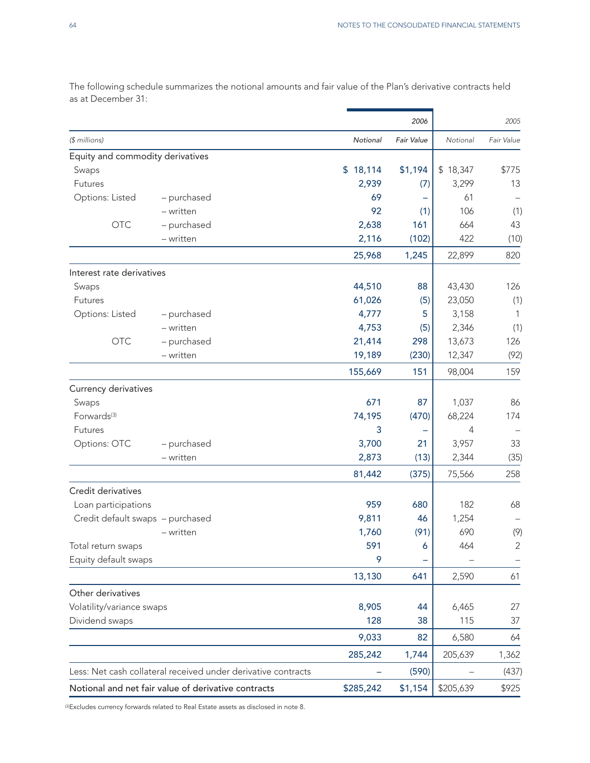The following schedule summarizes the notional amounts and fair value of the Plan's derivative contracts held as at December 31:

| | | 2006 | | 2005 | |
|---|---|---|---|---|---|
| *($ millions)* | | *Notional* | *Fair Value* | *Notional* | *Fair Value* |
| **Equity and commodity derivatives** | | | | | |
| Swaps | | $ 18,114 | $1,194 | $ 18,347 | $775 |
| Futures | | 2,939 | (7) | 3,299 | 13 |
| Options: Listed | – purchased | 69 | – | 61 | – |
| | – written | 92 | (1) | 106 | (1) |
| OTC | – purchased | 2,638 | 161 | 664 | 43 |
| | – written | 2,116 | (102) | 422 | (10) |
| | | 25,968 | 1,245 | 22,899 | 820 |
| **Interest rate derivatives** | | | | | |
| Swaps | | 44,510 | 88 | 43,430 | 126 |
| Futures | | 61,026 | (5) | 23,050 | (1) |
| Options: Listed | – purchased | 4,777 | 5 | 3,158 | 1 |
| | – written | 4,753 | (5) | 2,346 | (1) |
| OTC | – purchased | 21,414 | 298 | 13,673 | 126 |
| | – written | 19,189 | (230) | 12,347 | (92) |
| | | 155,669 | 151 | 98,004 | 159 |
| **Currency derivatives** | | | | | |
| Swaps | | 671 | 87 | 1,037 | 86 |
| Forwards[3] | | 74,195 | (470) | 68,224 | 174 |
| Futures | | 3 | – | 4 | – |
| Options: OTC | – purchased | 3,700 | 21 | 3,957 | 33 |
| | – written | 2,873 | (13) | 2,344 | (35) |
| | | 81,442 | (375) | 75,566 | 258 |
| **Credit derivatives** | | | | | |
| Loan participations | | 959 | 680 | 182 | 68 |
| Credit default swaps | – purchased | 9,811 | 46 | 1,254 | – |
| | – written | 1,760 | (91) | 690 | (9) |
| Total return swaps | | 591 | 6 | 464 | 2 |
| Equity default swaps | | 9 | – | – | – |
| | | 13,130 | 641 | 2,590 | 61 |
| **Other derivatives** | | | | | |
| Volatility/variance swaps | | 8,905 | 44 | 6,465 | 27 |
| Dividend swaps | | 128 | 38 | 115 | 37 |
| | | 9,033 | 82 | 6,580 | 64 |
| | | 285,242 | 1,744 | 205,639 | 1,362 |
| Less: Net cash collateral received under derivative contracts | | – | (590) | – | (437) |
| **Notional and net fair value of derivative contracts** | | $285,242 | $1,154 | $205,639 | $925 |

[3] Excludes currency forwards related to Real Estate assets as disclosed in note 8.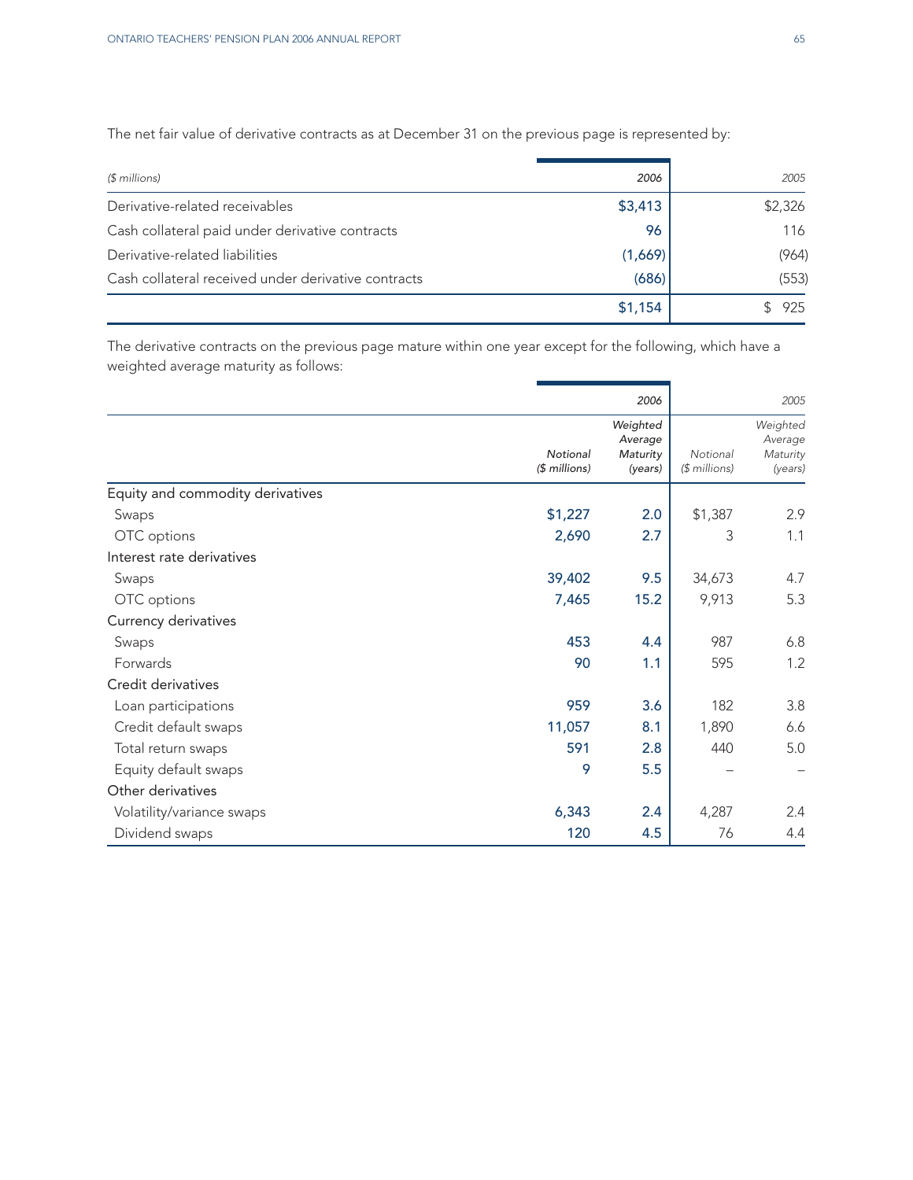The net fair value of derivative contracts as at December 31 on the previous page is represented by:

| *($ millions)* | *2006* | *2005* |
|---|---|---|
| Derivative-related receivables | $3,413 | $2,326 |
| Cash collateral paid under derivative contracts | 96 | 116 |
| Derivative-related liabilities | (1,669) | (964) |
| Cash collateral received under derivative contracts | (686) | (553) |
| | $1,154 | $ 925 |

The derivative contracts on the previous page mature within one year except for the following, which have a weighted average maturity as follows:

| | | *2006* | | *2005* |
|---|---|---|---|---|
| | *Notional ($ millions)* | *Weighted Average Maturity (years)* | *Notional ($ millions)* | *Weighted Average Maturity (years)* |
| Equity and commodity derivatives | | | | |
| Swaps | $1,227 | 2.0 | $1,387 | 2.9 |
| OTC options | 2,690 | 2.7 | 3 | 1.1 |
| Interest rate derivatives | | | | |
| Swaps | 39,402 | 9.5 | 34,673 | 4.7 |
| OTC options | 7,465 | 15.2 | 9,913 | 5.3 |
| Currency derivatives | | | | |
| Swaps | 453 | 4.4 | 987 | 6.8 |
| Forwards | 90 | 1.1 | 595 | 1.2 |
| Credit derivatives | | | | |
| Loan participations | 959 | 3.6 | 182 | 3.8 |
| Credit default swaps | 11,057 | 8.1 | 1,890 | 6.6 |
| Total return swaps | 591 | 2.8 | 440 | 5.0 |
| Equity default swaps | 9 | 5.5 | – | – |
| Other derivatives | | | | |
| Volatility/variance swaps | 6,343 | 2.4 | 4,287 | 2.4 |
| Dividend swaps | 120 | 4.5 | 76 | 4.4 |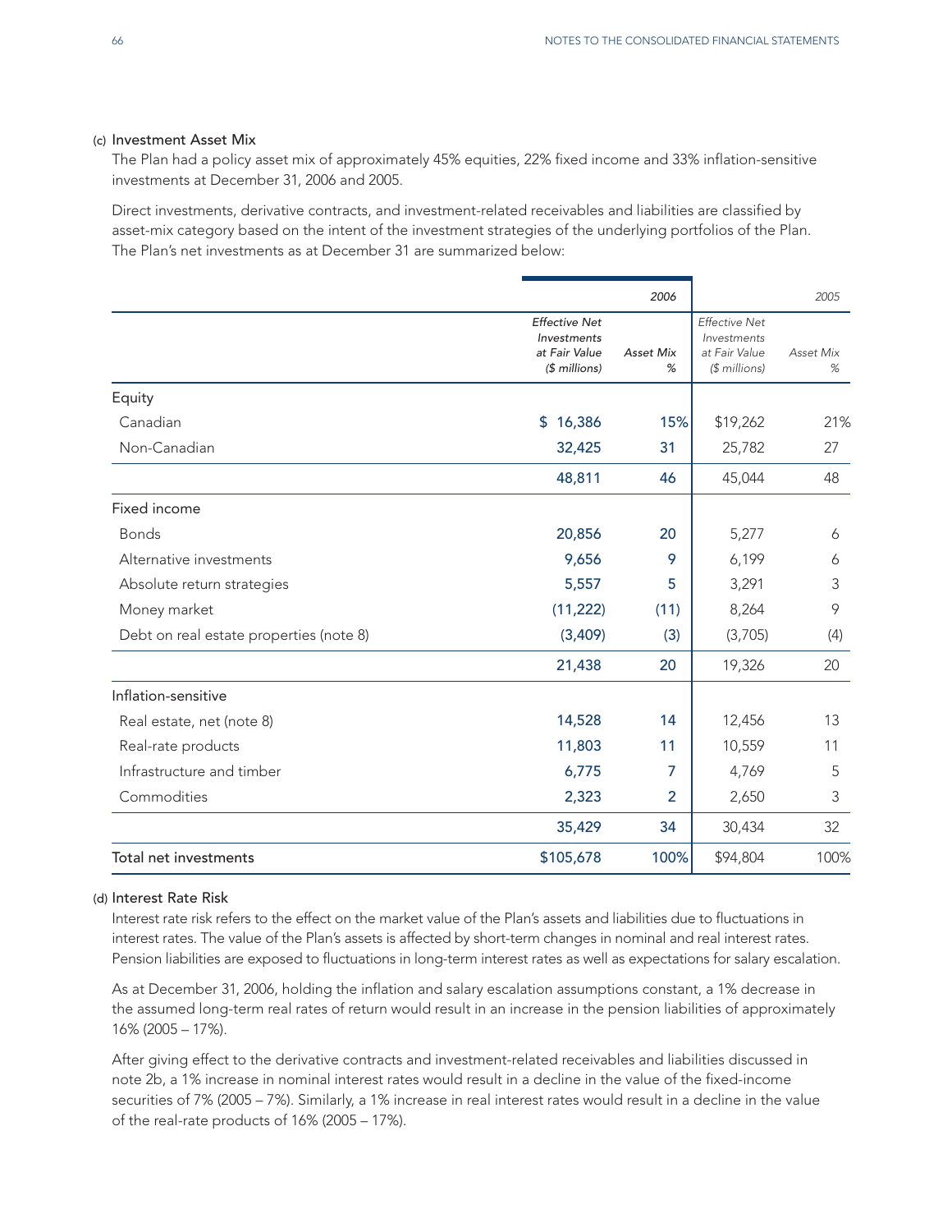(c) Investment Asset Mix

The Plan had a policy asset mix of approximately 45% equities, 22% fixed income and 33% inflation-sensitive investments at December 31, 2006 and 2005.

Direct investments, derivative contracts, and investment-related receivables and liabilities are classified by asset-mix category based on the intent of the investment strategies of the underlying portfolios of the Plan. The Plan's net investments as at December 31 are summarized below:

| | 2006 | | 2005 | |
|---|---|---|---|---|
| | *Effective Net Investments at Fair Value ($ millions)* | *Asset Mix %* | *Effective Net Investments at Fair Value ($ millions)* | *Asset Mix %* |
| Equity | | | | |
| Canadian | $ 16,386 | 15% | $19,262 | 21% |
| Non-Canadian | 32,425 | 31 | 25,782 | 27 |
| | 48,811 | 46 | 45,044 | 48 |
| Fixed income | | | | |
| Bonds | 20,856 | 20 | 5,277 | 6 |
| Alternative investments | 9,656 | 9 | 6,199 | 6 |
| Absolute return strategies | 5,557 | 5 | 3,291 | 3 |
| Money market | (11,222) | (11) | 8,264 | 9 |
| Debt on real estate properties (note 8) | (3,409) | (3) | (3,705) | (4) |
| | 21,438 | 20 | 19,326 | 20 |
| Inflation-sensitive | | | | |
| Real estate, net (note 8) | 14,528 | 14 | 12,456 | 13 |
| Real-rate products | 11,803 | 11 | 10,559 | 11 |
| Infrastructure and timber | 6,775 | 7 | 4,769 | 5 |
| Commodities | 2,323 | 2 | 2,650 | 3 |
| | 35,429 | 34 | 30,434 | 32 |
| Total net investments | $105,678 | 100% | $94,804 | 100% |

(d) Interest Rate Risk

Interest rate risk refers to the effect on the market value of the Plan's assets and liabilities due to fluctuations in interest rates. The value of the Plan's assets is affected by short-term changes in nominal and real interest rates. Pension liabilities are exposed to fluctuations in long-term interest rates as well as expectations for salary escalation.

As at December 31, 2006, holding the inflation and salary escalation assumptions constant, a 1% decrease in the assumed long-term real rates of return would result in an increase in the pension liabilities of approximately 16% (2005 – 17%).

After giving effect to the derivative contracts and investment-related receivables and liabilities discussed in note 2b, a 1% increase in nominal interest rates would result in a decline in the value of the fixed-income securities of 7% (2005 – 7%). Similarly, a 1% increase in real interest rates would result in a decline in the value of the real-rate products of 16% (2005 – 17%).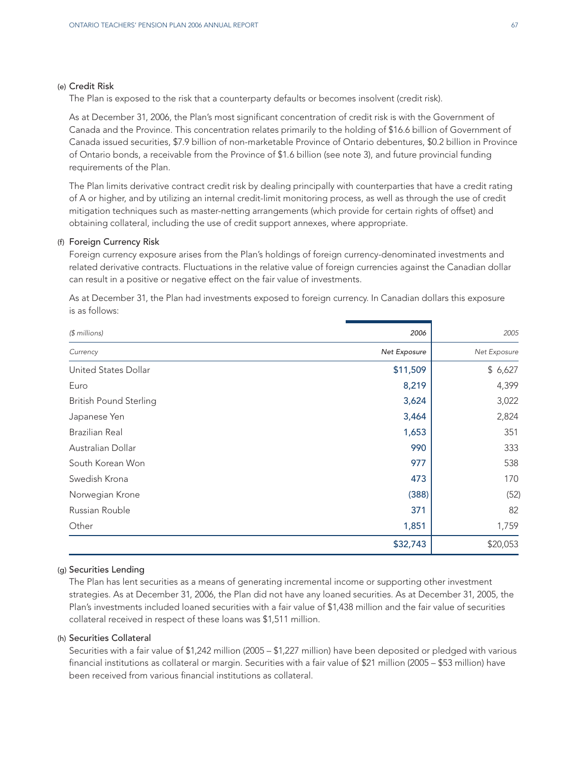### (e) Credit Risk

The Plan is exposed to the risk that a counterparty defaults or becomes insolvent (credit risk).

As at December 31, 2006, the Plan's most significant concentration of credit risk is with the Government of Canada and the Province. This concentration relates primarily to the holding of $16.6 billion of Government of Canada issued securities, $7.9 billion of non-marketable Province of Ontario debentures, $0.2 billion in Province of Ontario bonds, a receivable from the Province of $1.6 billion (see note 3), and future provincial funding requirements of the Plan.

The Plan limits derivative contract credit risk by dealing principally with counterparties that have a credit rating of A or higher, and by utilizing an internal credit-limit monitoring process, as well as through the use of credit mitigation techniques such as master-netting arrangements (which provide for certain rights of offset) and obtaining collateral, including the use of credit support annexes, where appropriate.

### (f) Foreign Currency Risk

Foreign currency exposure arises from the Plan's holdings of foreign currency-denominated investments and related derivative contracts. Fluctuations in the relative value of foreign currencies against the Canadian dollar can result in a positive or negative effect on the fair value of investments.

As at December 31, the Plan had investments exposed to foreign currency. In Canadian dollars this exposure is as follows:

| *($ millions)* | *2006* | *2005* |
|---|---|---|
| *Currency* | *Net Exposure* | *Net Exposure* |
| United States Dollar | $11,509 | $ 6,627 |
| Euro | 8,219 | 4,399 |
| British Pound Sterling | 3,624 | 3,022 |
| Japanese Yen | 3,464 | 2,824 |
| Brazilian Real | 1,653 | 351 |
| Australian Dollar | 990 | 333 |
| South Korean Won | 977 | 538 |
| Swedish Krona | 473 | 170 |
| Norwegian Krone | (388) | (52) |
| Russian Rouble | 371 | 82 |
| Other | 1,851 | 1,759 |
| | $32,743 | $20,053 |

### (g) Securities Lending

The Plan has lent securities as a means of generating incremental income or supporting other investment strategies. As at December 31, 2006, the Plan did not have any loaned securities. As at December 31, 2005, the Plan's investments included loaned securities with a fair value of $1,438 million and the fair value of securities collateral received in respect of these loans was $1,511 million.

### (h) Securities Collateral

Securities with a fair value of $1,242 million (2005 – $1,227 million) have been deposited or pledged with various financial institutions as collateral or margin. Securities with a fair value of $21 million (2005 – $53 million) have been received from various financial institutions as collateral.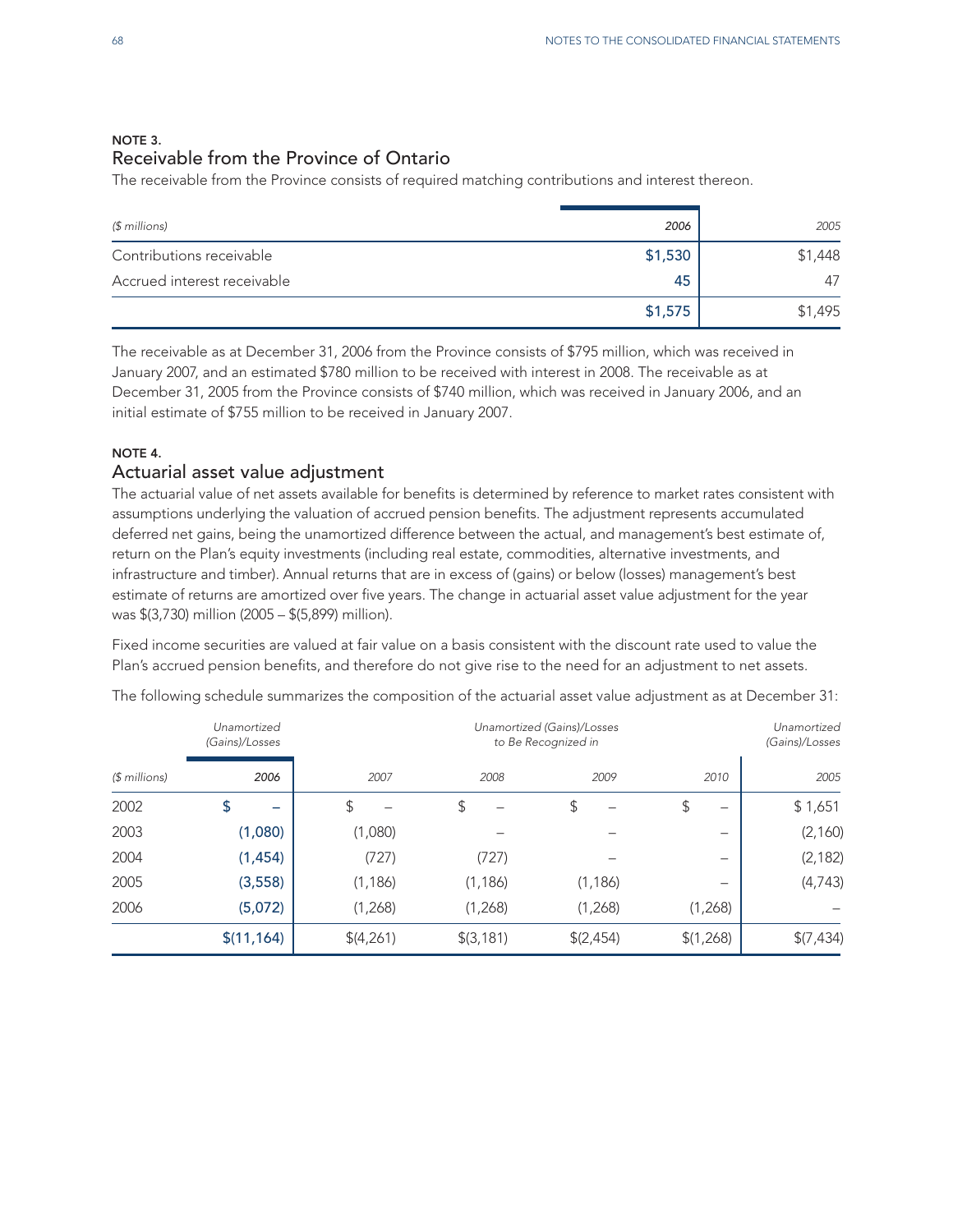## NOTE 3.

## Receivable from the Province of Ontario

The receivable from the Province consists of required matching contributions and interest thereon.

| ($ millions) | 2006 | 2005 |
|---|---|---|
| Contributions receivable | $1,530 | $1,448 |
| Accrued interest receivable | 45 | 47 |
| | $1,575 | $1,495 |

The receivable as at December 31, 2006 from the Province consists of $795 million, which was received in January 2007, and an estimated $780 million to be received with interest in 2008. The receivable as at December 31, 2005 from the Province consists of $740 million, which was received in January 2006, and an initial estimate of $755 million to be received in January 2007.

## NOTE 4.

## Actuarial asset value adjustment

The actuarial value of net assets available for benefits is determined by reference to market rates consistent with assumptions underlying the valuation of accrued pension benefits. The adjustment represents accumulated deferred net gains, being the unamortized difference between the actual, and management's best estimate of, return on the Plan's equity investments (including real estate, commodities, alternative investments, and infrastructure and timber). Annual returns that are in excess of (gains) or below (losses) management's best estimate of returns are amortized over five years. The change in actuarial asset value adjustment for the year was $(3,730) million (2005 – $(5,899) million).

Fixed income securities are valued at fair value on a basis consistent with the discount rate used to value the Plan's accrued pension benefits, and therefore do not give rise to the need for an adjustment to net assets.

The following schedule summarizes the composition of the actuarial asset value adjustment as at December 31:

| | *Unamortized (Gains)/Losses* | *Unamortized (Gains)/Losses to Be Recognized in* | | | | *Unamortized (Gains)/Losses* |
|---|---|---|---|---|---|---|
| ($ millions) | 2006 | 2007 | 2008 | 2009 | 2010 | 2005 |
| 2002 | $ – | $ – | $ – | $ – | $ – | $ 1,651 |
| 2003 | (1,080) | (1,080) | – | – | – | (2,160) |
| 2004 | (1,454) | (727) | (727) | – | – | (2,182) |
| 2005 | (3,558) | (1,186) | (1,186) | (1,186) | – | (4,743) |
| 2006 | (5,072) | (1,268) | (1,268) | (1,268) | (1,268) | – |
| | $(11,164) | $(4,261) | $(3,181) | $(2,454) | $(1,268) | $(7,434) |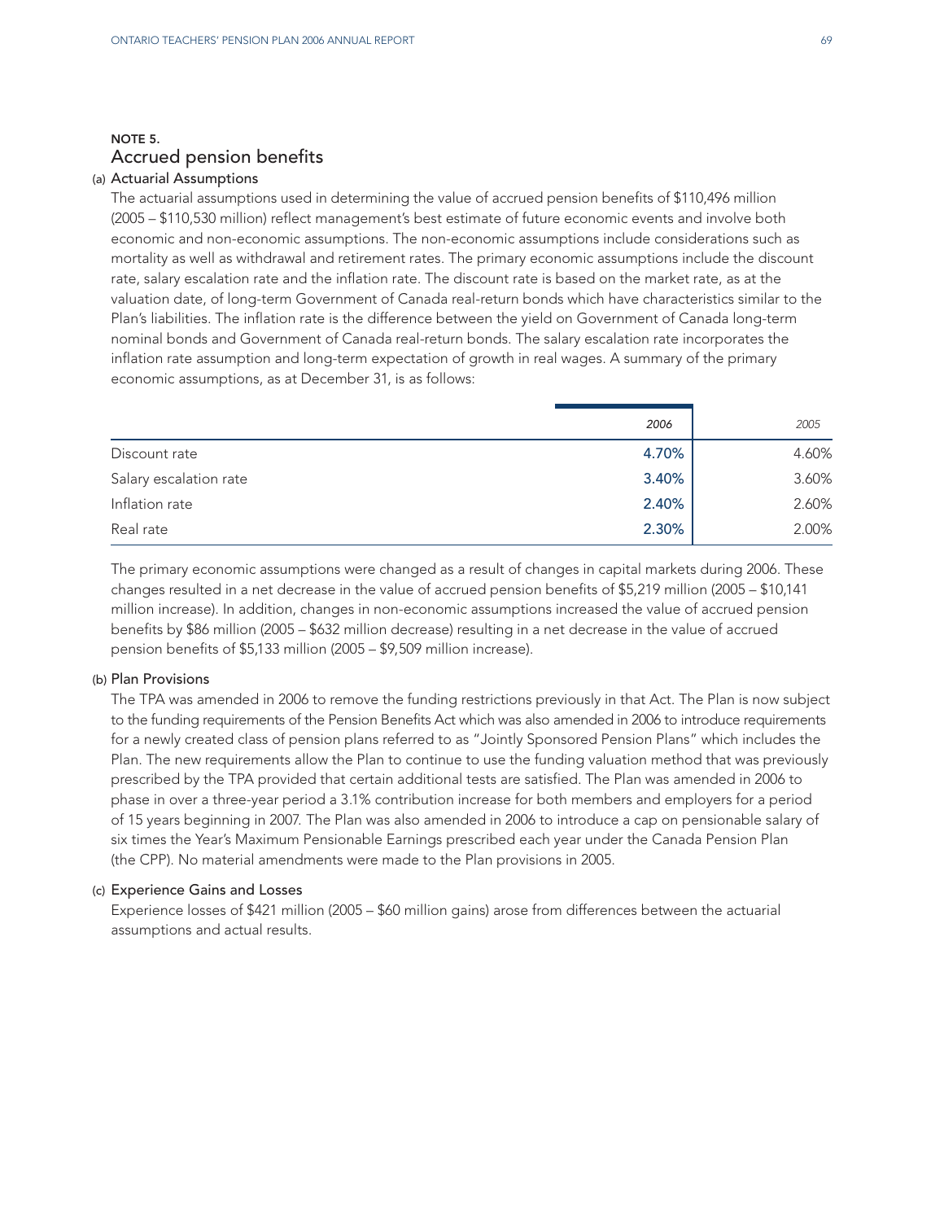## NOTE 5.
## Accrued pension benefits

### (a) Actuarial Assumptions

The actuarial assumptions used in determining the value of accrued pension benefits of $110,496 million (2005 – $110,530 million) reflect management's best estimate of future economic events and involve both economic and non-economic assumptions. The non-economic assumptions include considerations such as mortality as well as withdrawal and retirement rates. The primary economic assumptions include the discount rate, salary escalation rate and the inflation rate. The discount rate is based on the market rate, as at the valuation date, of long-term Government of Canada real-return bonds which have characteristics similar to the Plan's liabilities. The inflation rate is the difference between the yield on Government of Canada long-term nominal bonds and Government of Canada real-return bonds. The salary escalation rate incorporates the inflation rate assumption and long-term expectation of growth in real wages. A summary of the primary economic assumptions, as at December 31, is as follows:

| | *2006* | *2005* |
|---|---|---|
| Discount rate | 4.70% | 4.60% |
| Salary escalation rate | 3.40% | 3.60% |
| Inflation rate | 2.40% | 2.60% |
| Real rate | 2.30% | 2.00% |

The primary economic assumptions were changed as a result of changes in capital markets during 2006. These changes resulted in a net decrease in the value of accrued pension benefits of $5,219 million (2005 – $10,141 million increase). In addition, changes in non-economic assumptions increased the value of accrued pension benefits by $86 million (2005 – $632 million decrease) resulting in a net decrease in the value of accrued pension benefits of $5,133 million (2005 – $9,509 million increase).

### (b) Plan Provisions

The TPA was amended in 2006 to remove the funding restrictions previously in that Act. The Plan is now subject to the funding requirements of the Pension Benefits Act which was also amended in 2006 to introduce requirements for a newly created class of pension plans referred to as "Jointly Sponsored Pension Plans" which includes the Plan. The new requirements allow the Plan to continue to use the funding valuation method that was previously prescribed by the TPA provided that certain additional tests are satisfied. The Plan was amended in 2006 to phase in over a three-year period a 3.1% contribution increase for both members and employers for a period of 15 years beginning in 2007. The Plan was also amended in 2006 to introduce a cap on pensionable salary of six times the Year's Maximum Pensionable Earnings prescribed each year under the Canada Pension Plan (the CPP). No material amendments were made to the Plan provisions in 2005.

### (c) Experience Gains and Losses

Experience losses of $421 million (2005 – $60 million gains) arose from differences between the actuarial assumptions and actual results.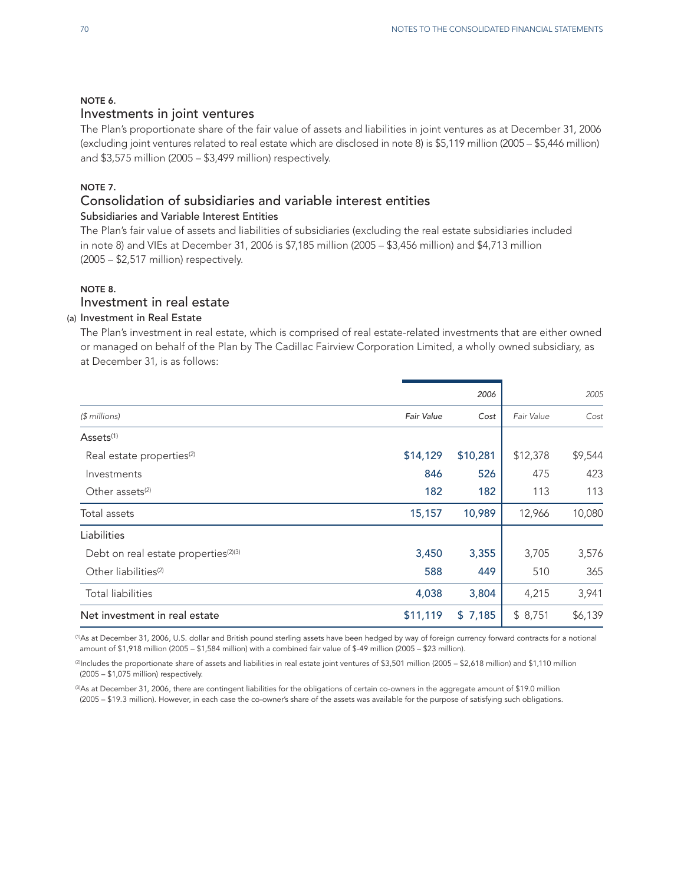## NOTE 6.

## Investments in joint ventures

The Plan's proportionate share of the fair value of assets and liabilities in joint ventures as at December 31, 2006 (excluding joint ventures related to real estate which are disclosed in note 8) is $5,119 million (2005 – $5,446 million) and $3,575 million (2005 – $3,499 million) respectively.

## NOTE 7.

## Consolidation of subsidiaries and variable interest entities

### Subsidiaries and Variable Interest Entities

The Plan's fair value of assets and liabilities of subsidiaries (excluding the real estate subsidiaries included in note 8) and VIEs at December 31, 2006 is $7,185 million (2005 – $3,456 million) and $4,713 million (2005 – $2,517 million) respectively.

## NOTE 8.

## Investment in real estate

### (a) Investment in Real Estate

The Plan's investment in real estate, which is comprised of real estate-related investments that are either owned or managed on behalf of the Plan by The Cadillac Fairview Corporation Limited, a wholly owned subsidiary, as at December 31, is as follows:

| | 2006 | | 2005 | |
|---|---|---|---|---|
| *($ millions)* | *Fair Value* | *Cost* | *Fair Value* | *Cost* |
| Assets[1] | | | | |
| Real estate properties[2] | $14,129 | $10,281 | $12,378 | $9,544 |
| Investments | 846 | 526 | 475 | 423 |
| Other assets[2] | 182 | 182 | 113 | 113 |
| Total assets | 15,157 | 10,989 | 12,966 | 10,080 |
| Liabilities | | | | |
| Debt on real estate properties[2][3] | 3,450 | 3,355 | 3,705 | 3,576 |
| Other liabilities[2] | 588 | 449 | 510 | 365 |
| Total liabilities | 4,038 | 3,804 | 4,215 | 3,941 |
| Net investment in real estate | $11,119 | $ 7,185 | $ 8,751 | $6,139 |

[1]As at December 31, 2006, U.S. dollar and British pound sterling assets have been hedged by way of foreign currency forward contracts for a notional amount of $1,918 million (2005 – $1,584 million) with a combined fair value of $-49 million (2005 – $23 million).

[2]Includes the proportionate share of assets and liabilities in real estate joint ventures of $3,501 million (2005 – $2,618 million) and $1,110 million (2005 – $1,075 million) respectively.

[3]As at December 31, 2006, there are contingent liabilities for the obligations of certain co-owners in the aggregate amount of $19.0 million (2005 – $19.3 million). However, in each case the co-owner's share of the assets was available for the purpose of satisfying such obligations.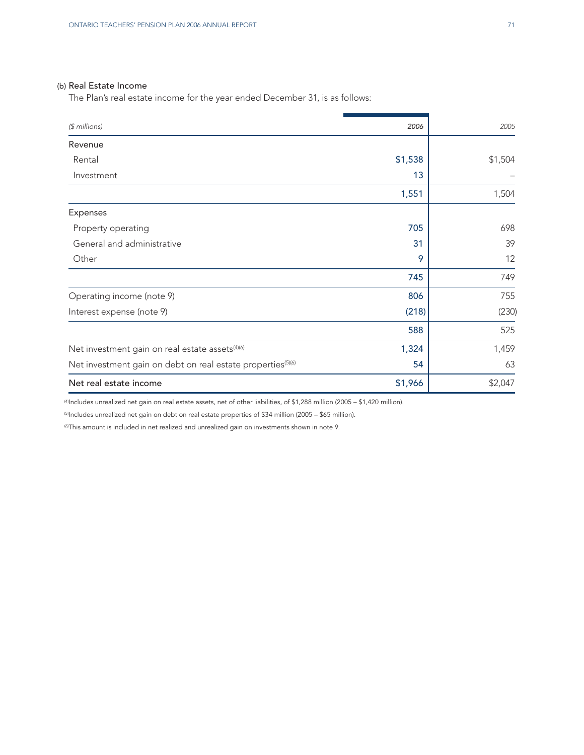### (b) Real Estate Income

The Plan's real estate income for the year ended December 31, is as follows:

| *($ millions)* | *2006* | *2005* |
|---|---|---|
| Revenue | | |
| Rental | $1,538 | $1,504 |
| Investment | 13 | – |
| | 1,551 | 1,504 |
| Expenses | | |
| Property operating | 705 | 698 |
| General and administrative | 31 | 39 |
| Other | 9 | 12 |
| | 745 | 749 |
| Operating income (note 9) | 806 | 755 |
| Interest expense (note 9) | (218) | (230) |
| | 588 | 525 |
| Net investment gain on real estate assets[4][6] | 1,324 | 1,459 |
| Net investment gain on debt on real estate properties[5][6] | 54 | 63 |
| Net real estate income | $1,966 | $2,047 |

[4] Includes unrealized net gain on real estate assets, net of other liabilities, of $1,288 million (2005 – $1,420 million).

[5] Includes unrealized net gain on debt on real estate properties of $34 million (2005 – $65 million).

[6] This amount is included in net realized and unrealized gain on investments shown in note 9.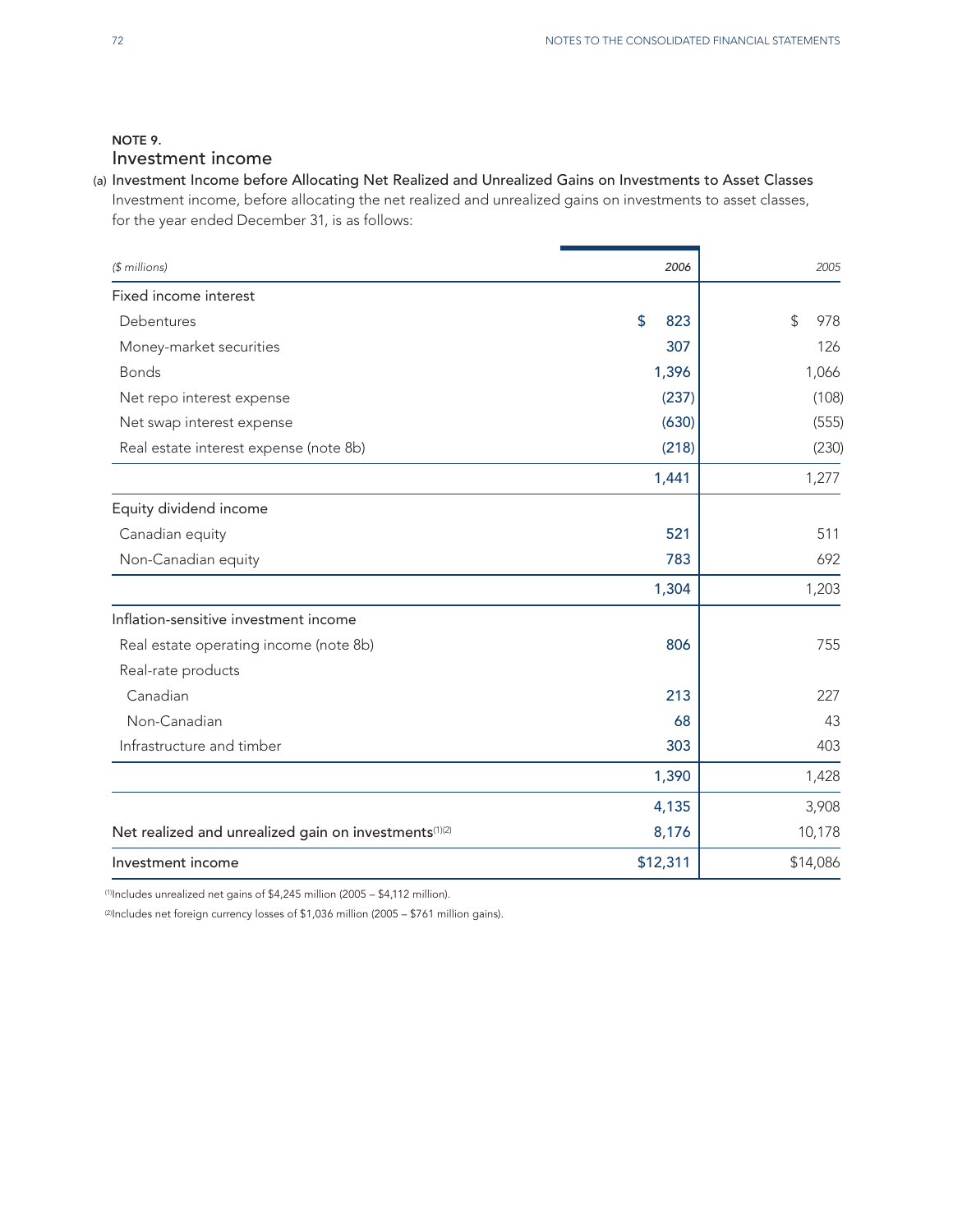## NOTE 9.
## Investment income

(a) **Investment Income before Allocating Net Realized and Unrealized Gains on Investments to Asset Classes**

Investment income, before allocating the net realized and unrealized gains on investments to asset classes, for the year ended December 31, is as follows:

| *($ millions)* | *2006* | *2005* |
|---|---|---|
| Fixed income interest | | |
| Debentures | $ 823 | $ 978 |
| Money-market securities | 307 | 126 |
| Bonds | 1,396 | 1,066 |
| Net repo interest expense | (237) | (108) |
| Net swap interest expense | (630) | (555) |
| Real estate interest expense (note 8b) | (218) | (230) |
| | 1,441 | 1,277 |
| Equity dividend income | | |
| Canadian equity | 521 | 511 |
| Non-Canadian equity | 783 | 692 |
| | 1,304 | 1,203 |
| Inflation-sensitive investment income | | |
| Real estate operating income (note 8b) | 806 | 755 |
| Real-rate products | | |
| Canadian | 213 | 227 |
| Non-Canadian | 68 | 43 |
| Infrastructure and timber | 303 | 403 |
| | 1,390 | 1,428 |
| | 4,135 | 3,908 |
| Net realized and unrealized gain on investments[(1)(2)] | 8,176 | 10,178 |
| Investment income | $12,311 | $14,086 |

[(1)]Includes unrealized net gains of $4,245 million (2005 – $4,112 million).

[(2)]Includes net foreign currency losses of $1,036 million (2005 – $761 million gains).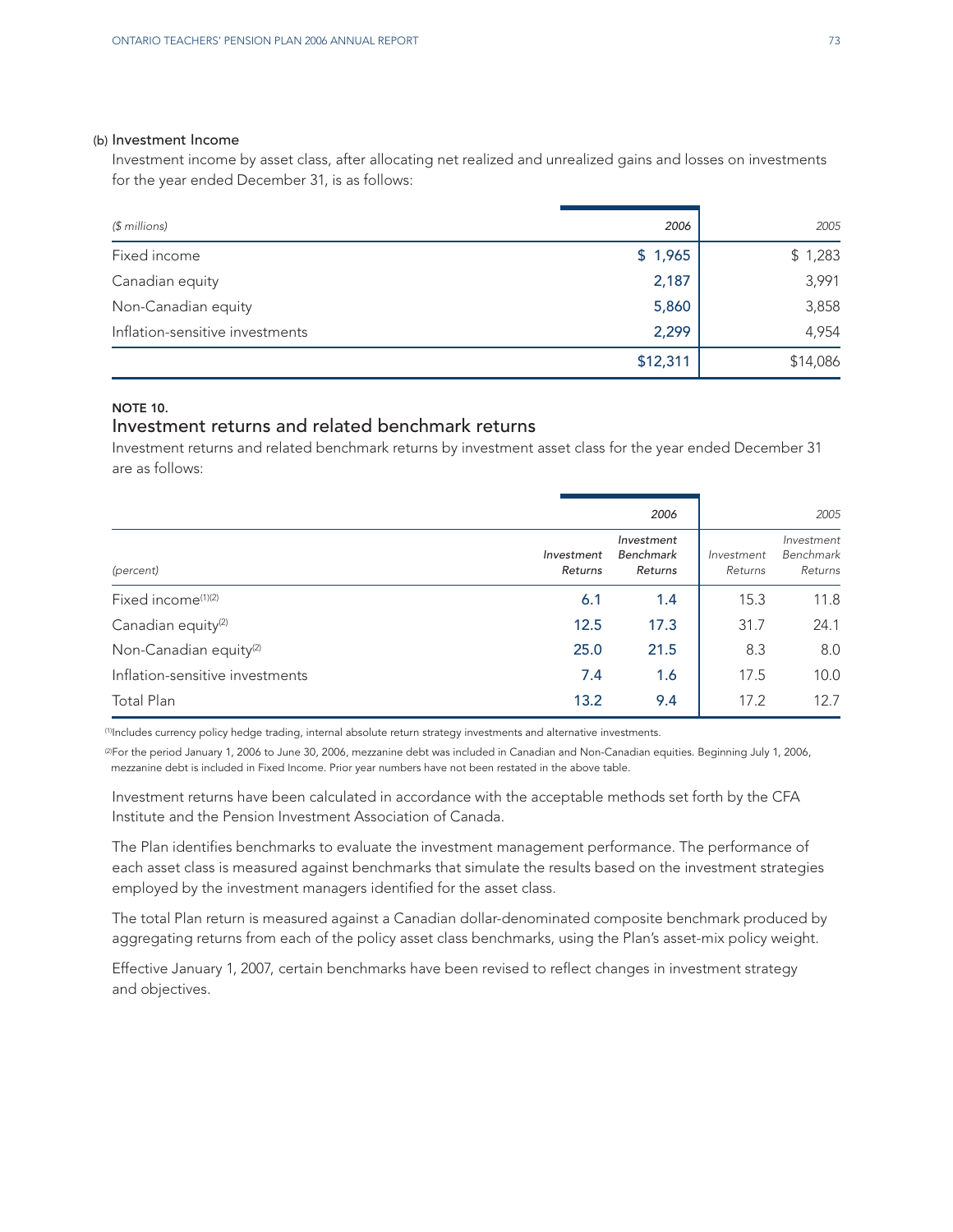(b) Investment Income

Investment income by asset class, after allocating net realized and unrealized gains and losses on investments for the year ended December 31, is as follows:

| *($ millions)* | *2006* | *2005* |
|---|---|---|
| Fixed income | $ 1,965 | $ 1,283 |
| Canadian equity | 2,187 | 3,991 |
| Non-Canadian equity | 5,860 | 3,858 |
| Inflation-sensitive investments | 2,299 | 4,954 |
| | $12,311 | $14,086 |

**NOTE 10.**

## Investment returns and related benchmark returns

Investment returns and related benchmark returns by investment asset class for the year ended December 31 are as follows:

| | *2006* | | *2005* | |
|---|---|---|---|---|
| *(percent)* | *Investment Returns* | *Investment Benchmark Returns* | *Investment Returns* | *Investment Benchmark Returns* |
| Fixed income[(1)(2)] | 6.1 | 1.4 | 15.3 | 11.8 |
| Canadian equity[(2)] | 12.5 | 17.3 | 31.7 | 24.1 |
| Non-Canadian equity[(2)] | 25.0 | 21.5 | 8.3 | 8.0 |
| Inflation-sensitive investments | 7.4 | 1.6 | 17.5 | 10.0 |
| Total Plan | 13.2 | 9.4 | 17.2 | 12.7 |

[(1)]Includes currency policy hedge trading, internal absolute return strategy investments and alternative investments.

[(2)]For the period January 1, 2006 to June 30, 2006, mezzanine debt was included in Canadian and Non-Canadian equities. Beginning July 1, 2006, mezzanine debt is included in Fixed Income. Prior year numbers have not been restated in the above table.

Investment returns have been calculated in accordance with the acceptable methods set forth by the CFA Institute and the Pension Investment Association of Canada.

The Plan identifies benchmarks to evaluate the investment management performance. The performance of each asset class is measured against benchmarks that simulate the results based on the investment strategies employed by the investment managers identified for the asset class.

The total Plan return is measured against a Canadian dollar-denominated composite benchmark produced by aggregating returns from each of the policy asset class benchmarks, using the Plan's asset-mix policy weight.

Effective January 1, 2007, certain benchmarks have been revised to reflect changes in investment strategy and objectives.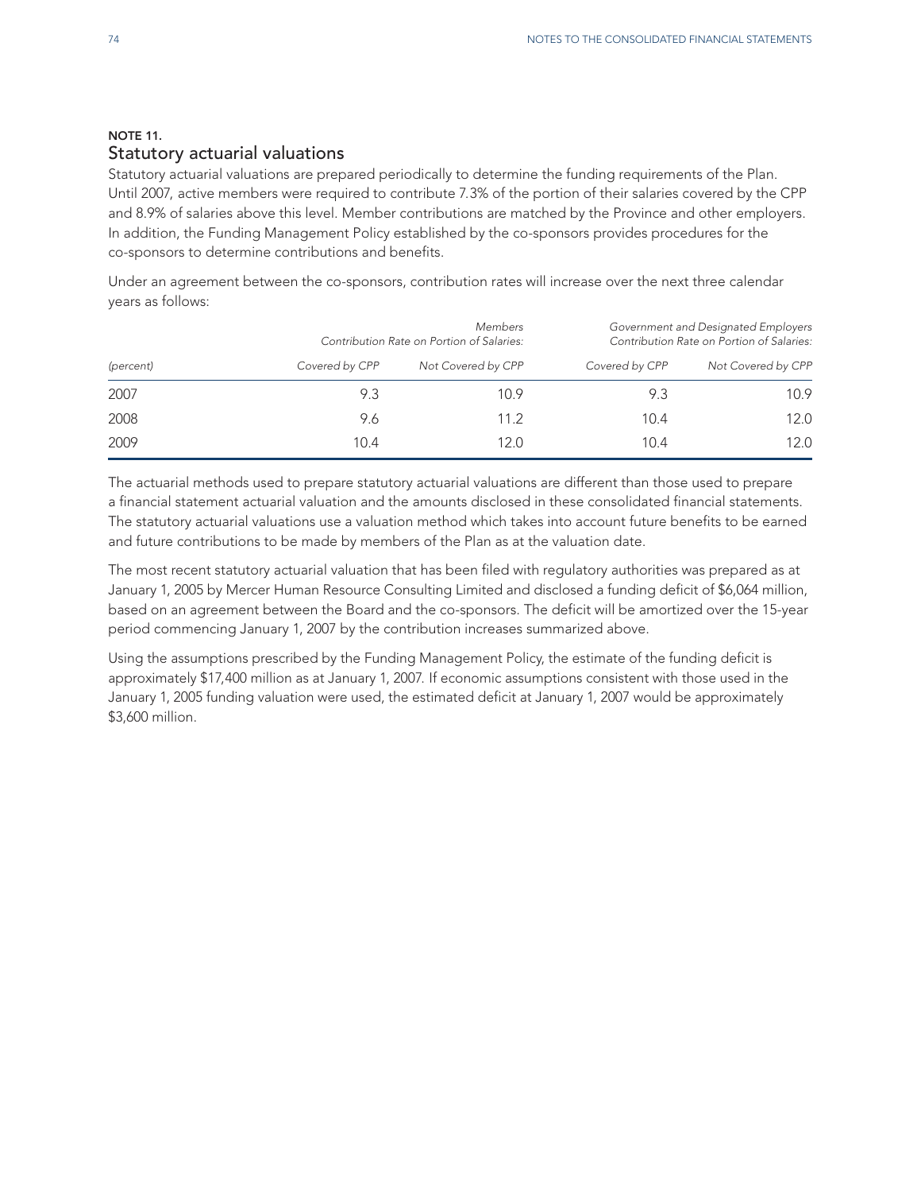#### NOTE 11.
## Statutory actuarial valuations

Statutory actuarial valuations are prepared periodically to determine the funding requirements of the Plan. Until 2007, active members were required to contribute 7.3% of the portion of their salaries covered by the CPP and 8.9% of salaries above this level. Member contributions are matched by the Province and other employers. In addition, the Funding Management Policy established by the co-sponsors provides procedures for the co-sponsors to determine contributions and benefits.

Under an agreement between the co-sponsors, contribution rates will increase over the next three calendar years as follows:

| | *Members Contribution Rate on Portion of Salaries:* | | *Government and Designated Employers Contribution Rate on Portion of Salaries:* | |
|---|---|---|---|---|
| *(percent)* | *Covered by CPP* | *Not Covered by CPP* | *Covered by CPP* | *Not Covered by CPP* |
| 2007 | 9.3 | 10.9 | 9.3 | 10.9 |
| 2008 | 9.6 | 11.2 | 10.4 | 12.0 |
| 2009 | 10.4 | 12.0 | 10.4 | 12.0 |

The actuarial methods used to prepare statutory actuarial valuations are different than those used to prepare a financial statement actuarial valuation and the amounts disclosed in these consolidated financial statements. The statutory actuarial valuations use a valuation method which takes into account future benefits to be earned and future contributions to be made by members of the Plan as at the valuation date.

The most recent statutory actuarial valuation that has been filed with regulatory authorities was prepared as at January 1, 2005 by Mercer Human Resource Consulting Limited and disclosed a funding deficit of $6,064 million, based on an agreement between the Board and the co-sponsors. The deficit will be amortized over the 15-year period commencing January 1, 2007 by the contribution increases summarized above.

Using the assumptions prescribed by the Funding Management Policy, the estimate of the funding deficit is approximately $17,400 million as at January 1, 2007. If economic assumptions consistent with those used in the January 1, 2005 funding valuation were used, the estimated deficit at January 1, 2007 would be approximately $3,600 million.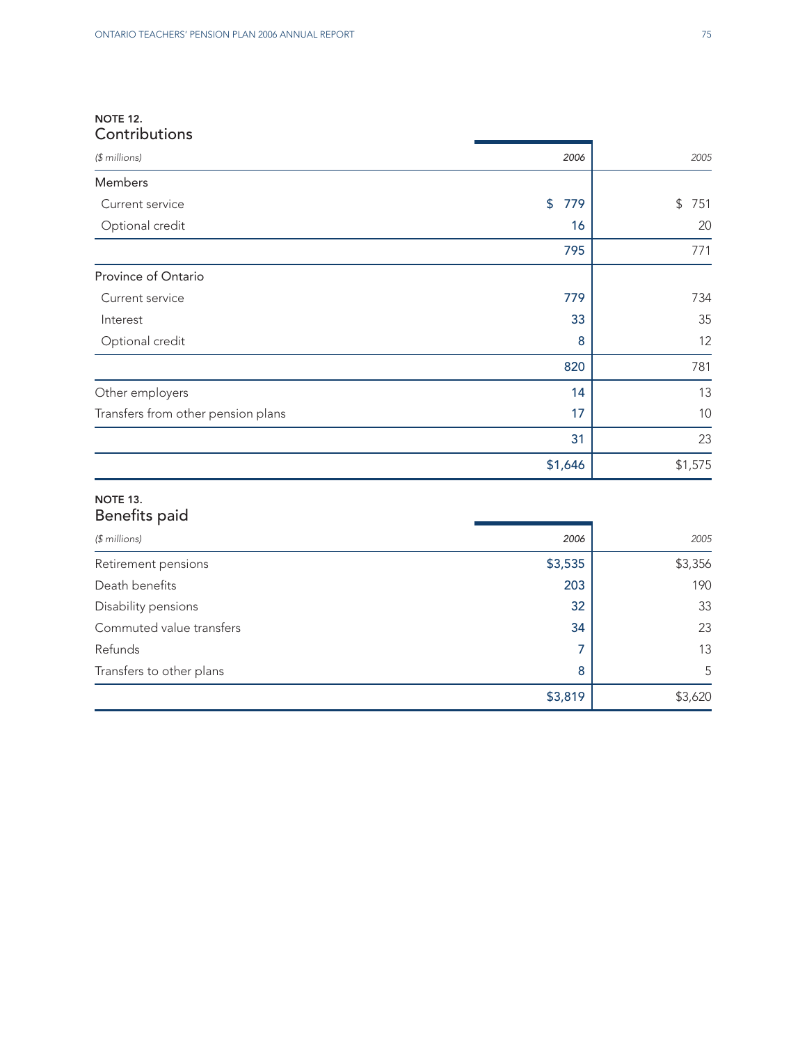## NOTE 12. Contributions

| ($ millions) | 2006 | 2005 |
|---|---|---|
| Members | | |
| Current service | $ 779 | $ 751 |
| Optional credit | 16 | 20 |
| | 795 | 771 |
| Province of Ontario | | |
| Current service | 779 | 734 |
| Interest | 33 | 35 |
| Optional credit | 8 | 12 |
| | 820 | 781 |
| Other employers | 14 | 13 |
| Transfers from other pension plans | 17 | 10 |
| | 31 | 23 |
| | $1,646 | $1,575 |

## NOTE 13. Benefits paid

| ($ millions) | 2006 | 2005 |
|---|---|---|
| Retirement pensions | $3,535 | $3,356 |
| Death benefits | 203 | 190 |
| Disability pensions | 32 | 33 |
| Commuted value transfers | 34 | 23 |
| Refunds | 7 | 13 |
| Transfers to other plans | 8 | 5 |
| | $3,819 | $3,620 |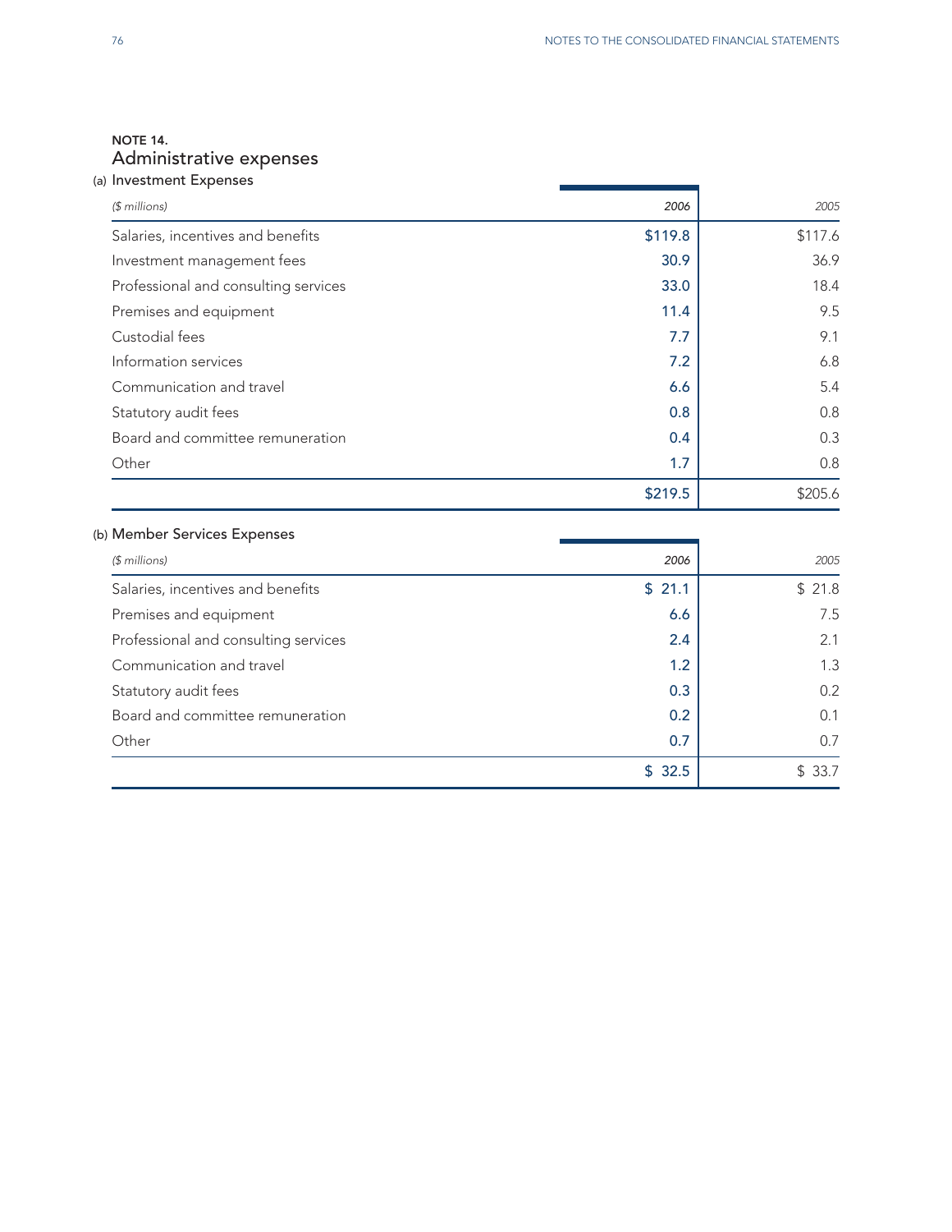## NOTE 14. Administrative expenses

### (a) Investment Expenses

| ($ millions) | 2006 | 2005 |
|---|---|---|
| Salaries, incentives and benefits | $119.8 | $117.6 |
| Investment management fees | 30.9 | 36.9 |
| Professional and consulting services | 33.0 | 18.4 |
| Premises and equipment | 11.4 | 9.5 |
| Custodial fees | 7.7 | 9.1 |
| Information services | 7.2 | 6.8 |
| Communication and travel | 6.6 | 5.4 |
| Statutory audit fees | 0.8 | 0.8 |
| Board and committee remuneration | 0.4 | 0.3 |
| Other | 1.7 | 0.8 |
| | $219.5 | $205.6 |

### (b) Member Services Expenses

| ($ millions) | 2006 | 2005 |
|---|---|---|
| Salaries, incentives and benefits | $ 21.1 | $ 21.8 |
| Premises and equipment | 6.6 | 7.5 |
| Professional and consulting services | 2.4 | 2.1 |
| Communication and travel | 1.2 | 1.3 |
| Statutory audit fees | 0.3 | 0.2 |
| Board and committee remuneration | 0.2 | 0.1 |
| Other | 0.7 | 0.7 |
| | $ 32.5 | $ 33.7 |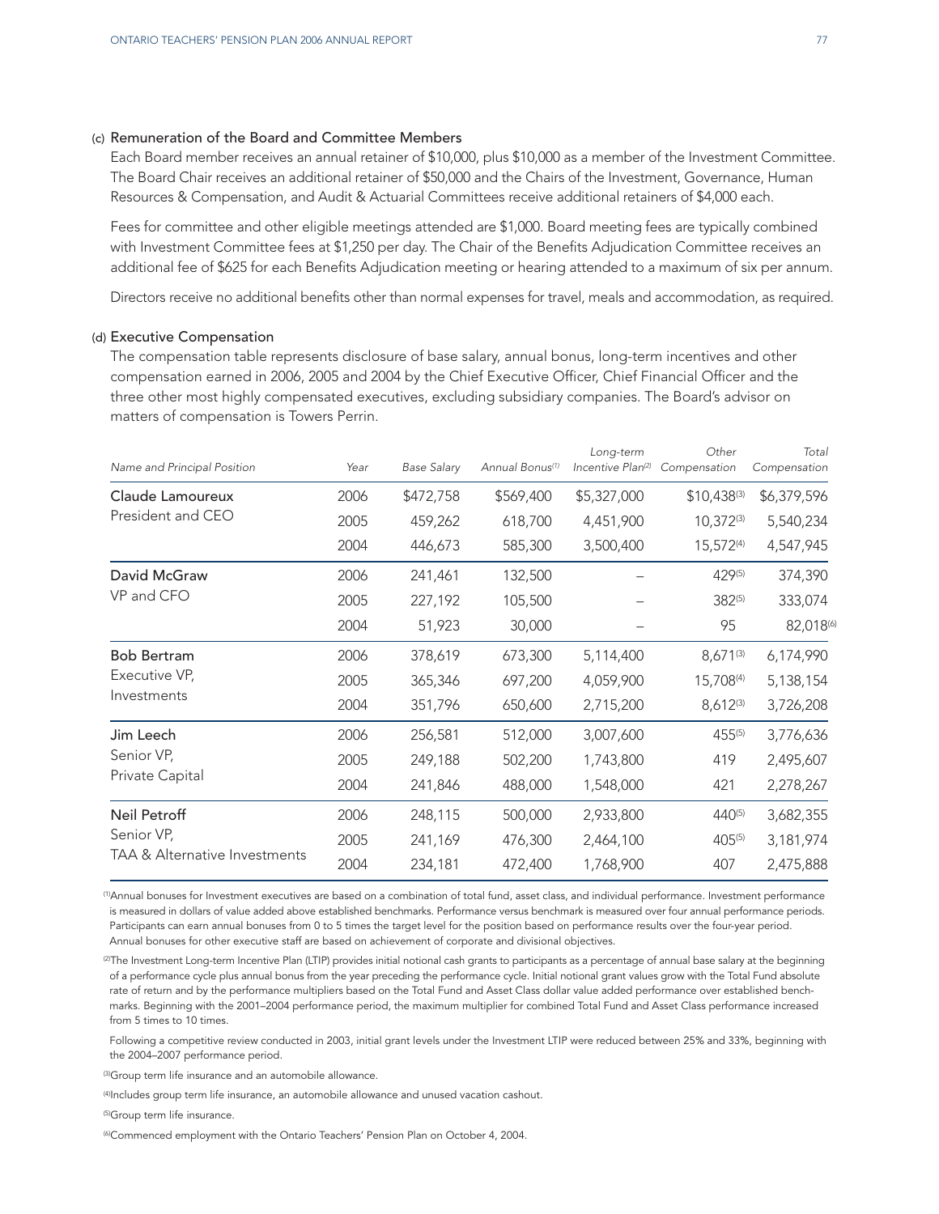### (c) Remuneration of the Board and Committee Members

Each Board member receives an annual retainer of $10,000, plus $10,000 as a member of the Investment Committee. The Board Chair receives an additional retainer of $50,000 and the Chairs of the Investment, Governance, Human Resources & Compensation, and Audit & Actuarial Committees receive additional retainers of $4,000 each.

Fees for committee and other eligible meetings attended are $1,000. Board meeting fees are typically combined with Investment Committee fees at $1,250 per day. The Chair of the Benefits Adjudication Committee receives an additional fee of $625 for each Benefits Adjudication meeting or hearing attended to a maximum of six per annum.

Directors receive no additional benefits other than normal expenses for travel, meals and accommodation, as required.

### (d) Executive Compensation

The compensation table represents disclosure of base salary, annual bonus, long-term incentives and other compensation earned in 2006, 2005 and 2004 by the Chief Executive Officer, Chief Financial Officer and the three other most highly compensated executives, excluding subsidiary companies. The Board's advisor on matters of compensation is Towers Perrin.

| *Name and Principal Position* | *Year* | *Base Salary* | *Annual Bonus*[1] | *Long-term Incentive Plan*[2] | *Other Compensation* | *Total Compensation* |
|---|---|---|---|---|---|---|
| Claude Lamoureux | 2006 | $472,758 | $569,400 | $5,327,000 | $10,438[3] | $6,379,596 |
| President and CEO | 2005 | 459,262 | 618,700 | 4,451,900 | 10,372[3] | 5,540,234 |
| | 2004 | 446,673 | 585,300 | 3,500,400 | 15,572[4] | 4,547,945 |
| David McGraw | 2006 | 241,461 | 132,500 | – | 429[5] | 374,390 |
| VP and CFO | 2005 | 227,192 | 105,500 | – | 382[5] | 333,074 |
| | 2004 | 51,923 | 30,000 | – | 95 | 82,018[6] |
| Bob Bertram | 2006 | 378,619 | 673,300 | 5,114,400 | 8,671[3] | 6,174,990 |
| Executive VP, | 2005 | 365,346 | 697,200 | 4,059,900 | 15,708[4] | 5,138,154 |
| Investments | 2004 | 351,796 | 650,600 | 2,715,200 | 8,612[3] | 3,726,208 |
| Jim Leech | 2006 | 256,581 | 512,000 | 3,007,600 | 455[5] | 3,776,636 |
| Senior VP, | 2005 | 249,188 | 502,200 | 1,743,800 | 419 | 2,495,607 |
| Private Capital | 2004 | 241,846 | 488,000 | 1,548,000 | 421 | 2,278,267 |
| Neil Petroff | 2006 | 248,115 | 500,000 | 2,933,800 | 440[5] | 3,682,355 |
| Senior VP, | 2005 | 241,169 | 476,300 | 2,464,100 | 405[5] | 3,181,974 |
| TAA & Alternative Investments | 2004 | 234,181 | 472,400 | 1,768,900 | 407 | 2,475,888 |

[1]Annual bonuses for Investment executives are based on a combination of total fund, asset class, and individual performance. Investment performance is measured in dollars of value added above established benchmarks. Performance versus benchmark is measured over four annual performance periods. Participants can earn annual bonuses from 0 to 5 times the target level for the position based on performance results over the four-year period. Annual bonuses for other executive staff are based on achievement of corporate and divisional objectives.

[2]The Investment Long-term Incentive Plan (LTIP) provides initial notional cash grants to participants as a percentage of annual base salary at the beginning of a performance cycle plus annual bonus from the year preceding the performance cycle. Initial notional grant values grow with the Total Fund absolute rate of return and by the performance multipliers based on the Total Fund and Asset Class dollar value added performance over established benchmarks. Beginning with the 2001–2004 performance period, the maximum multiplier for combined Total Fund and Asset Class performance increased from 5 times to 10 times.

Following a competitive review conducted in 2003, initial grant levels under the Investment LTIP were reduced between 25% and 33%, beginning with the 2004–2007 performance period.

[3]Group term life insurance and an automobile allowance.

[4]Includes group term life insurance, an automobile allowance and unused vacation cashout.

[5]Group term life insurance.

[6]Commenced employment with the Ontario Teachers' Pension Plan on October 4, 2004.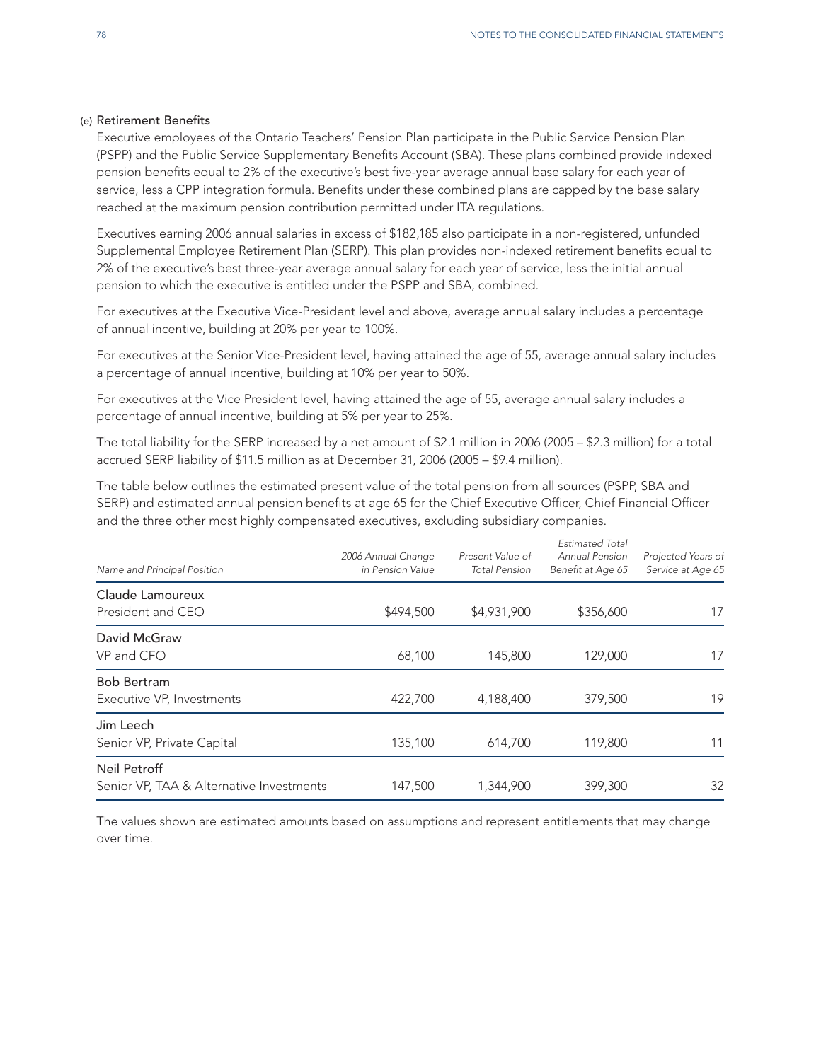### (e) Retirement Benefits

Executive employees of the Ontario Teachers' Pension Plan participate in the Public Service Pension Plan (PSPP) and the Public Service Supplementary Benefits Account (SBA). These plans combined provide indexed pension benefits equal to 2% of the executive's best five-year average annual base salary for each year of service, less a CPP integration formula. Benefits under these combined plans are capped by the base salary reached at the maximum pension contribution permitted under ITA regulations.

Executives earning 2006 annual salaries in excess of $182,185 also participate in a non-registered, unfunded Supplemental Employee Retirement Plan (SERP). This plan provides non-indexed retirement benefits equal to 2% of the executive's best three-year average annual salary for each year of service, less the initial annual pension to which the executive is entitled under the PSPP and SBA, combined.

For executives at the Executive Vice-President level and above, average annual salary includes a percentage of annual incentive, building at 20% per year to 100%.

For executives at the Senior Vice-President level, having attained the age of 55, average annual salary includes a percentage of annual incentive, building at 10% per year to 50%.

For executives at the Vice President level, having attained the age of 55, average annual salary includes a percentage of annual incentive, building at 5% per year to 25%.

The total liability for the SERP increased by a net amount of $2.1 million in 2006 (2005 – $2.3 million) for a total accrued SERP liability of $11.5 million as at December 31, 2006 (2005 – $9.4 million).

The table below outlines the estimated present value of the total pension from all sources (PSPP, SBA and SERP) and estimated annual pension benefits at age 65 for the Chief Executive Officer, Chief Financial Officer and the three other most highly compensated executives, excluding subsidiary companies.

| *Name and Principal Position* | *2006 Annual Change in Pension Value* | *Present Value of Total Pension* | *Estimated Total Annual Pension Benefit at Age 65* | *Projected Years of Service at Age 65* |
|---|---|---|---|---|
| Claude Lamoureux<br>President and CEO | $494,500 | $4,931,900 | $356,600 | 17 |
| David McGraw<br>VP and CFO | 68,100 | 145,800 | 129,000 | 17 |
| Bob Bertram<br>Executive VP, Investments | 422,700 | 4,188,400 | 379,500 | 19 |
| Jim Leech<br>Senior VP, Private Capital | 135,100 | 614,700 | 119,800 | 11 |
| Neil Petroff<br>Senior VP, TAA & Alternative Investments | 147,500 | 1,344,900 | 399,300 | 32 |

The values shown are estimated amounts based on assumptions and represent entitlements that may change over time.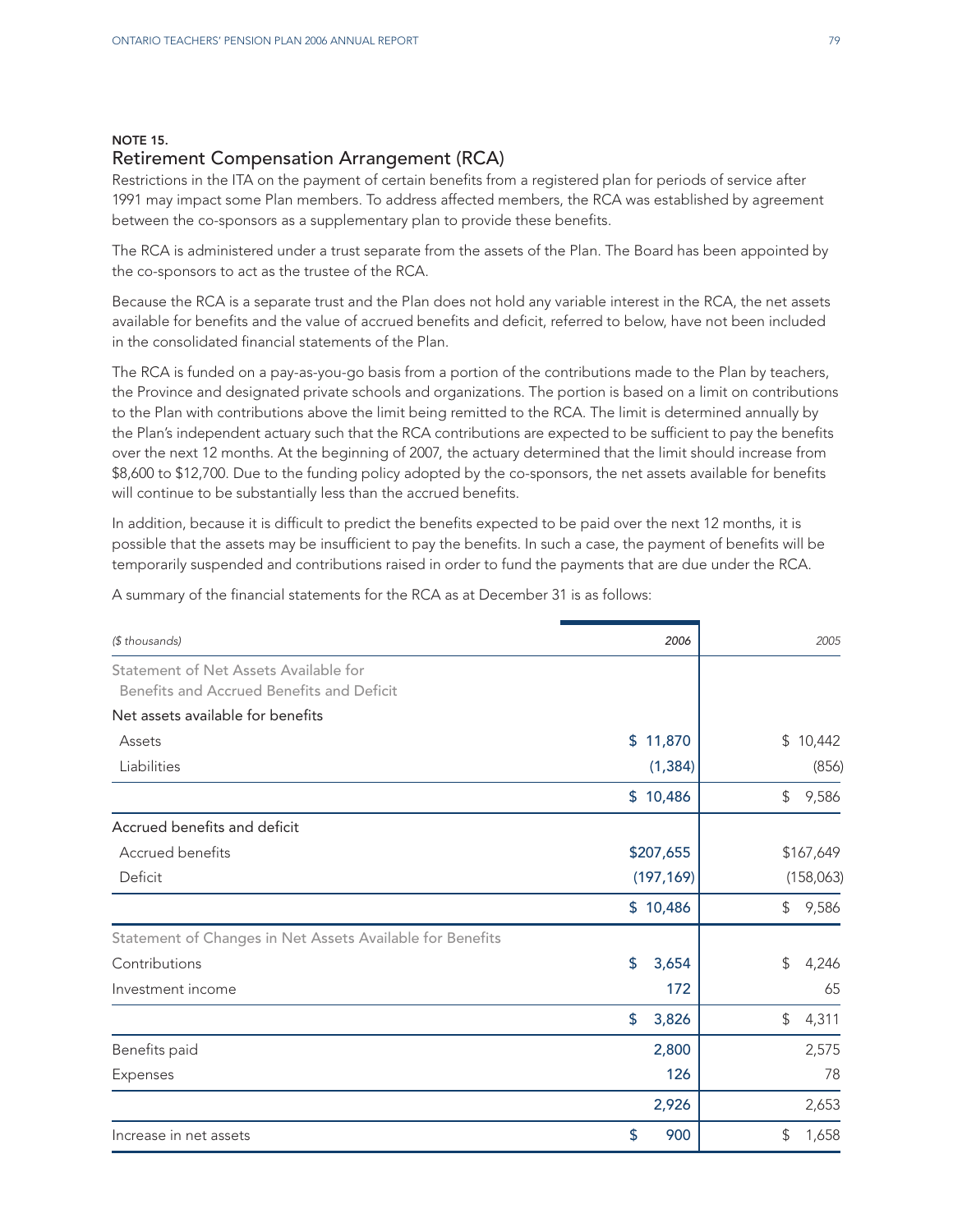### NOTE 15.

## Retirement Compensation Arrangement (RCA)

Restrictions in the ITA on the payment of certain benefits from a registered plan for periods of service after 1991 may impact some Plan members. To address affected members, the RCA was established by agreement between the co-sponsors as a supplementary plan to provide these benefits.

The RCA is administered under a trust separate from the assets of the Plan. The Board has been appointed by the co-sponsors to act as the trustee of the RCA.

Because the RCA is a separate trust and the Plan does not hold any variable interest in the RCA, the net assets available for benefits and the value of accrued benefits and deficit, referred to below, have not been included in the consolidated financial statements of the Plan.

The RCA is funded on a pay-as-you-go basis from a portion of the contributions made to the Plan by teachers, the Province and designated private schools and organizations. The portion is based on a limit on contributions to the Plan with contributions above the limit being remitted to the RCA. The limit is determined annually by the Plan's independent actuary such that the RCA contributions are expected to be sufficient to pay the benefits over the next 12 months. At the beginning of 2007, the actuary determined that the limit should increase from $8,600 to $12,700. Due to the funding policy adopted by the co-sponsors, the net assets available for benefits will continue to be substantially less than the accrued benefits.

In addition, because it is difficult to predict the benefits expected to be paid over the next 12 months, it is possible that the assets may be insufficient to pay the benefits. In such a case, the payment of benefits will be temporarily suspended and contributions raised in order to fund the payments that are due under the RCA.

A summary of the financial statements for the RCA as at December 31 is as follows:

| *($ thousands)* | *2006* | *2005* |
|---|---|---|
| Statement of Net Assets Available for Benefits and Accrued Benefits and Deficit | | |
| Net assets available for benefits | | |
| Assets | $ 11,870 | $ 10,442 |
| Liabilities | (1,384) | (856) |
| | $ 10,486 | $ 9,586 |
| Accrued benefits and deficit | | |
| Accrued benefits | $207,655 | $167,649 |
| Deficit | (197,169) | (158,063) |
| | $ 10,486 | $ 9,586 |
| Statement of Changes in Net Assets Available for Benefits | | |
| Contributions | $ 3,654 | $ 4,246 |
| Investment income | 172 | 65 |
| | $ 3,826 | $ 4,311 |
| Benefits paid | 2,800 | 2,575 |
| Expenses | 126 | 78 |
| | 2,926 | 2,653 |
| Increase in net assets | $ 900 | $ 1,658 |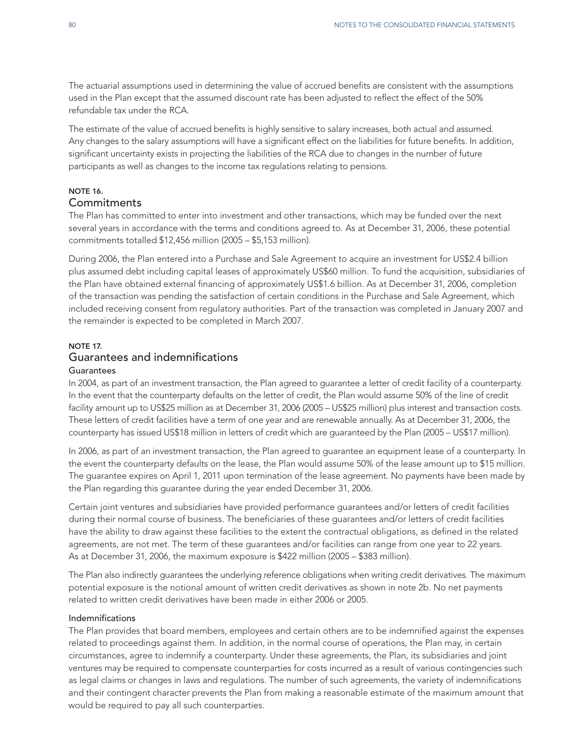The actuarial assumptions used in determining the value of accrued benefits are consistent with the assumptions used in the Plan except that the assumed discount rate has been adjusted to reflect the effect of the 50% refundable tax under the RCA.

The estimate of the value of accrued benefits is highly sensitive to salary increases, both actual and assumed. Any changes to the salary assumptions will have a significant effect on the liabilities for future benefits. In addition, significant uncertainty exists in projecting the liabilities of the RCA due to changes in the number of future participants as well as changes to the income tax regulations relating to pensions.

## NOTE 16.
## Commitments

The Plan has committed to enter into investment and other transactions, which may be funded over the next several years in accordance with the terms and conditions agreed to. As at December 31, 2006, these potential commitments totalled $12,456 million (2005 – $5,153 million).

During 2006, the Plan entered into a Purchase and Sale Agreement to acquire an investment for US$2.4 billion plus assumed debt including capital leases of approximately US$60 million. To fund the acquisition, subsidiaries of the Plan have obtained external financing of approximately US$1.6 billion. As at December 31, 2006, completion of the transaction was pending the satisfaction of certain conditions in the Purchase and Sale Agreement, which included receiving consent from regulatory authorities. Part of the transaction was completed in January 2007 and the remainder is expected to be completed in March 2007.

## NOTE 17.
## Guarantees and indemnifications

### Guarantees

In 2004, as part of an investment transaction, the Plan agreed to guarantee a letter of credit facility of a counterparty. In the event that the counterparty defaults on the letter of credit, the Plan would assume 50% of the line of credit facility amount up to US$25 million as at December 31, 2006 (2005 – US$25 million) plus interest and transaction costs. These letters of credit facilities have a term of one year and are renewable annually. As at December 31, 2006, the counterparty has issued US$18 million in letters of credit which are guaranteed by the Plan (2005 – US$17 million).

In 2006, as part of an investment transaction, the Plan agreed to guarantee an equipment lease of a counterparty. In the event the counterparty defaults on the lease, the Plan would assume 50% of the lease amount up to $15 million. The guarantee expires on April 1, 2011 upon termination of the lease agreement. No payments have been made by the Plan regarding this guarantee during the year ended December 31, 2006.

Certain joint ventures and subsidiaries have provided performance guarantees and/or letters of credit facilities during their normal course of business. The beneficiaries of these guarantees and/or letters of credit facilities have the ability to draw against these facilities to the extent the contractual obligations, as defined in the related agreements, are not met. The term of these guarantees and/or facilities can range from one year to 22 years. As at December 31, 2006, the maximum exposure is $422 million (2005 – $383 million).

The Plan also indirectly guarantees the underlying reference obligations when writing credit derivatives. The maximum potential exposure is the notional amount of written credit derivatives as shown in note 2b. No net payments related to written credit derivatives have been made in either 2006 or 2005.

### Indemnifications

The Plan provides that board members, employees and certain others are to be indemnified against the expenses related to proceedings against them. In addition, in the normal course of operations, the Plan may, in certain circumstances, agree to indemnify a counterparty. Under these agreements, the Plan, its subsidiaries and joint ventures may be required to compensate counterparties for costs incurred as a result of various contingencies such as legal claims or changes in laws and regulations. The number of such agreements, the variety of indemnifications and their contingent character prevents the Plan from making a reasonable estimate of the maximum amount that would be required to pay all such counterparties.